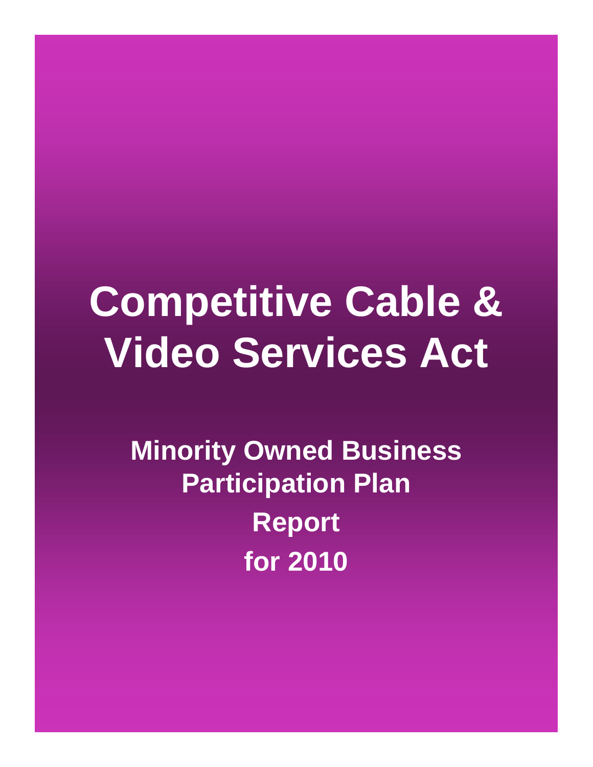# Competitive Cable & Video Services Act

## Minority Owned Business Participation Plan

## Report

## for 2010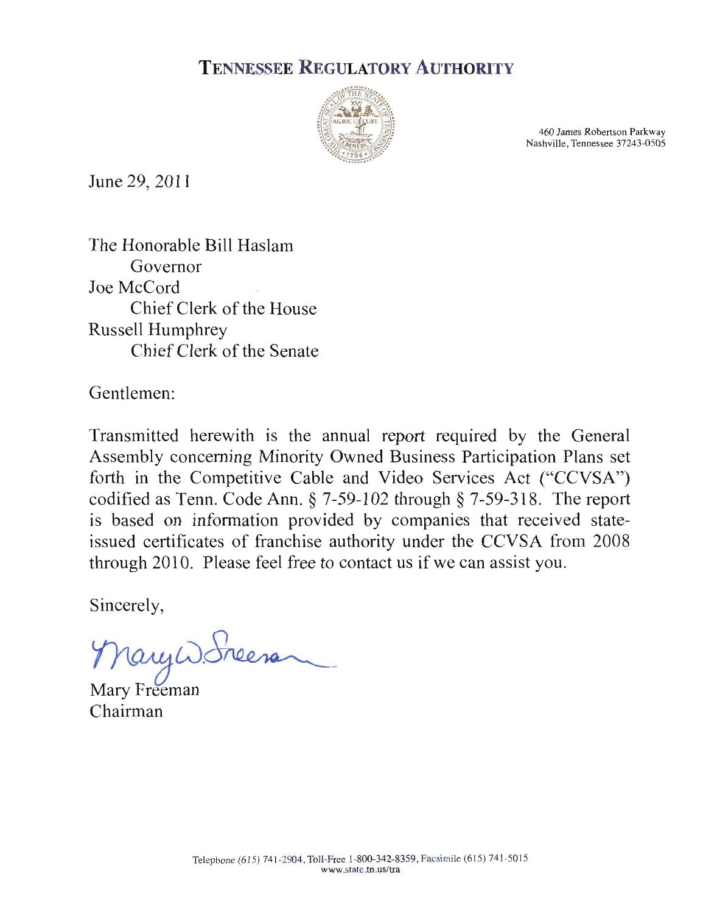# TENNESSEE REGULATORY AUTHORITY

460 James Robertson Parkway
Nashville, Tennessee 37243-0505

June 29, 2011

The Honorable Bill Haslam
Governor
Joe McCord
Chief Clerk of the House
Russell Humphrey
Chief Clerk of the Senate

Gentlemen:

Transmitted herewith is the annual report required by the General Assembly concerning Minority Owned Business Participation Plans set forth in the Competitive Cable and Video Services Act ("CCVSA") codified as Tenn. Code Ann. § 7-59-102 through § 7-59-318. The report is based on information provided by companies that received state-issued certificates of franchise authority under the CCVSA from 2008 through 2010. Please feel free to contact us if we can assist you.

Sincerely,

Mary Freeman
Chairman

Telephone (615) 741-2904, Toll-Free 1-800-342-8359, Facsimile (615) 741-5015
www.state.tn.us/tra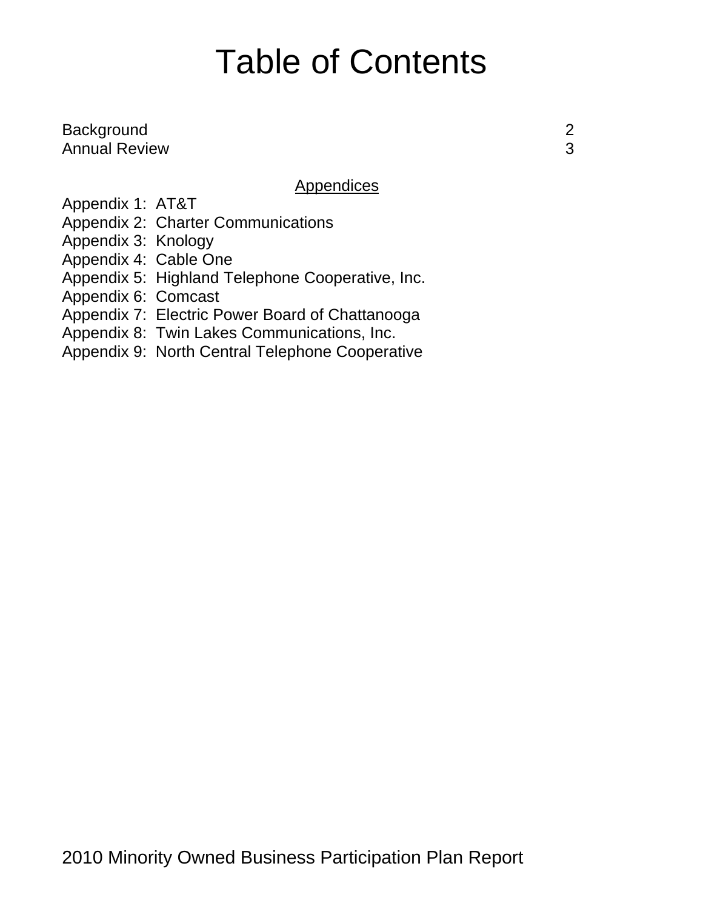# Table of Contents

| | |
|---|---|
| Background | 2 |
| Annual Review | 3 |

<u>Appendices</u>

Appendix 1: AT&T
Appendix 2: Charter Communications
Appendix 3: Knology
Appendix 4: Cable One
Appendix 5: Highland Telephone Cooperative, Inc.
Appendix 6: Comcast
Appendix 7: Electric Power Board of Chattanooga
Appendix 8: Twin Lakes Communications, Inc.
Appendix 9: North Central Telephone Cooperative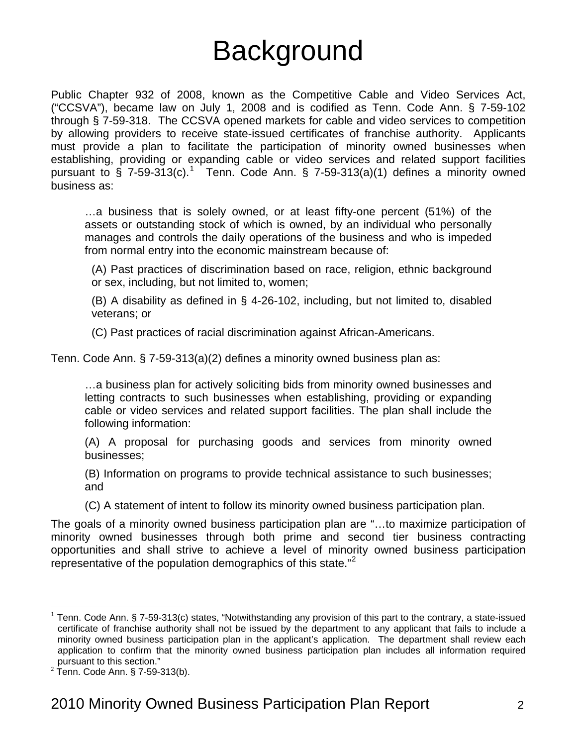# Background

Public Chapter 932 of 2008, known as the Competitive Cable and Video Services Act, ("CCSVA"), became law on July 1, 2008 and is codified as Tenn. Code Ann. § 7-59-102 through § 7-59-318. The CCSVA opened markets for cable and video services to competition by allowing providers to receive state-issued certificates of franchise authority. Applicants must provide a plan to facilitate the participation of minority owned businesses when establishing, providing or expanding cable or video services and related support facilities pursuant to § 7-59-313(c).[1] Tenn. Code Ann. § 7-59-313(a)(1) defines a minority owned business as:

> …a business that is solely owned, or at least fifty-one percent (51%) of the assets or outstanding stock of which is owned, by an individual who personally manages and controls the daily operations of the business and who is impeded from normal entry into the economic mainstream because of:
>
> (A) Past practices of discrimination based on race, religion, ethnic background or sex, including, but not limited to, women;
>
> (B) A disability as defined in § 4-26-102, including, but not limited to, disabled veterans; or
>
> (C) Past practices of racial discrimination against African-Americans.

Tenn. Code Ann. § 7-59-313(a)(2) defines a minority owned business plan as:

> …a business plan for actively soliciting bids from minority owned businesses and letting contracts to such businesses when establishing, providing or expanding cable or video services and related support facilities. The plan shall include the following information:
>
> (A) A proposal for purchasing goods and services from minority owned businesses;
>
> (B) Information on programs to provide technical assistance to such businesses; and
>
> (C) A statement of intent to follow its minority owned business participation plan.

The goals of a minority owned business participation plan are "…to maximize participation of minority owned businesses through both prime and second tier business contracting opportunities and shall strive to achieve a level of minority owned business participation representative of the population demographics of this state."[2]

---

[1] Tenn. Code Ann. § 7-59-313(c) states, "Notwithstanding any provision of this part to the contrary, a state-issued certificate of franchise authority shall not be issued by the department to any applicant that fails to include a minority owned business participation plan in the applicant's application. The department shall review each application to confirm that the minority owned business participation plan includes all information required pursuant to this section."

[2] Tenn. Code Ann. § 7-59-313(b).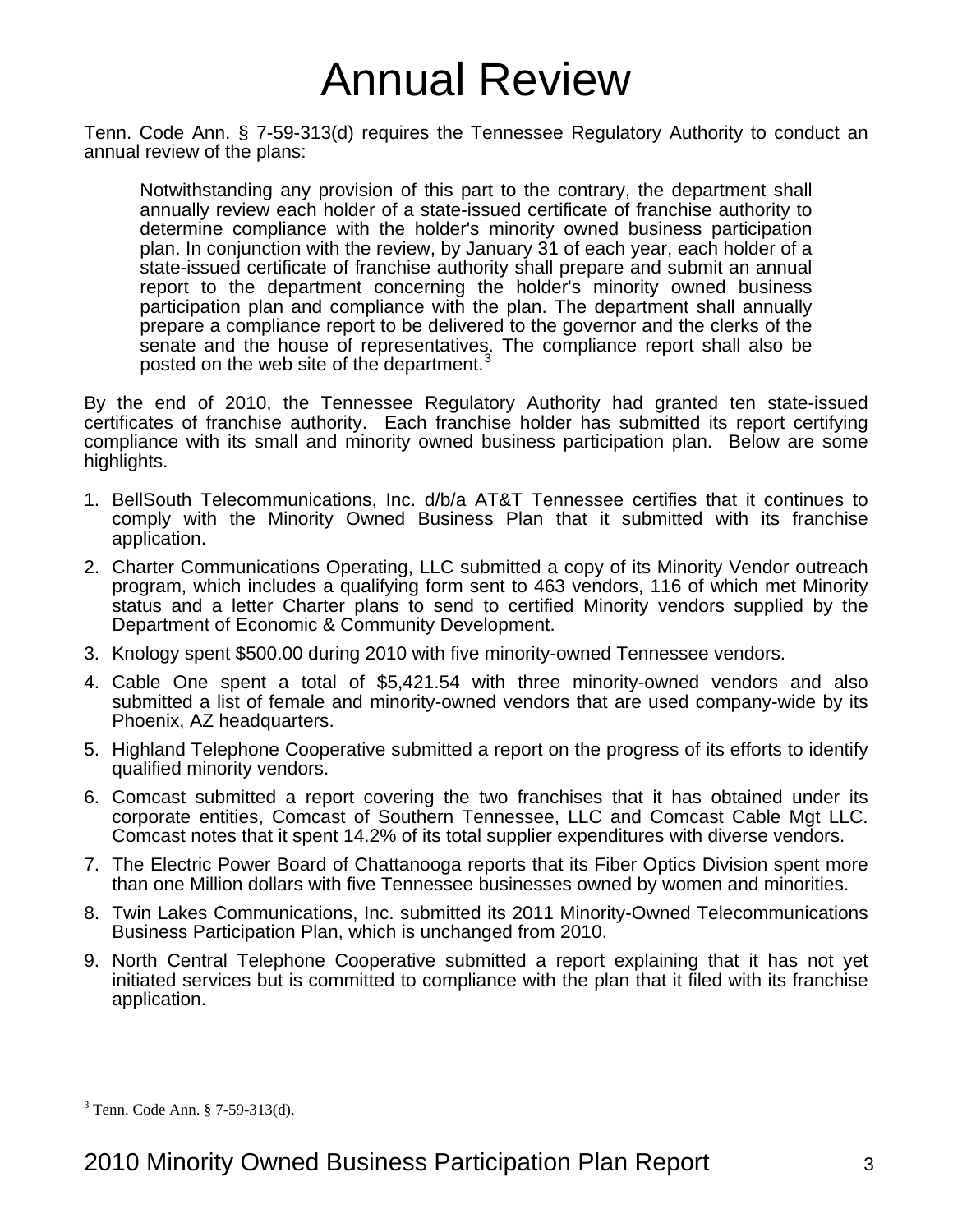# Annual Review

Tenn. Code Ann. § 7-59-313(d) requires the Tennessee Regulatory Authority to conduct an annual review of the plans:

> Notwithstanding any provision of this part to the contrary, the department shall annually review each holder of a state-issued certificate of franchise authority to determine compliance with the holder's minority owned business participation plan. In conjunction with the review, by January 31 of each year, each holder of a state-issued certificate of franchise authority shall prepare and submit an annual report to the department concerning the holder's minority owned business participation plan and compliance with the plan. The department shall annually prepare a compliance report to be delivered to the governor and the clerks of the senate and the house of representatives. The compliance report shall also be posted on the web site of the department.[3]

By the end of 2010, the Tennessee Regulatory Authority had granted ten state-issued certificates of franchise authority. Each franchise holder has submitted its report certifying compliance with its small and minority owned business participation plan. Below are some highlights.

1. BellSouth Telecommunications, Inc. d/b/a AT&T Tennessee certifies that it continues to comply with the Minority Owned Business Plan that it submitted with its franchise application.
2. Charter Communications Operating, LLC submitted a copy of its Minority Vendor outreach program, which includes a qualifying form sent to 463 vendors, 116 of which met Minority status and a letter Charter plans to send to certified Minority vendors supplied by the Department of Economic & Community Development.
3. Knology spent $500.00 during 2010 with five minority-owned Tennessee vendors.
4. Cable One spent a total of $5,421.54 with three minority-owned vendors and also submitted a list of female and minority-owned vendors that are used company-wide by its Phoenix, AZ headquarters.
5. Highland Telephone Cooperative submitted a report on the progress of its efforts to identify qualified minority vendors.
6. Comcast submitted a report covering the two franchises that it has obtained under its corporate entities, Comcast of Southern Tennessee, LLC and Comcast Cable Mgt LLC. Comcast notes that it spent 14.2% of its total supplier expenditures with diverse vendors.
7. The Electric Power Board of Chattanooga reports that its Fiber Optics Division spent more than one Million dollars with five Tennessee businesses owned by women and minorities.
8. Twin Lakes Communications, Inc. submitted its 2011 Minority-Owned Telecommunications Business Participation Plan, which is unchanged from 2010.
9. North Central Telephone Cooperative submitted a report explaining that it has not yet initiated services but is committed to compliance with the plan that it filed with its franchise application.

[3] Tenn. Code Ann. § 7-59-313(d).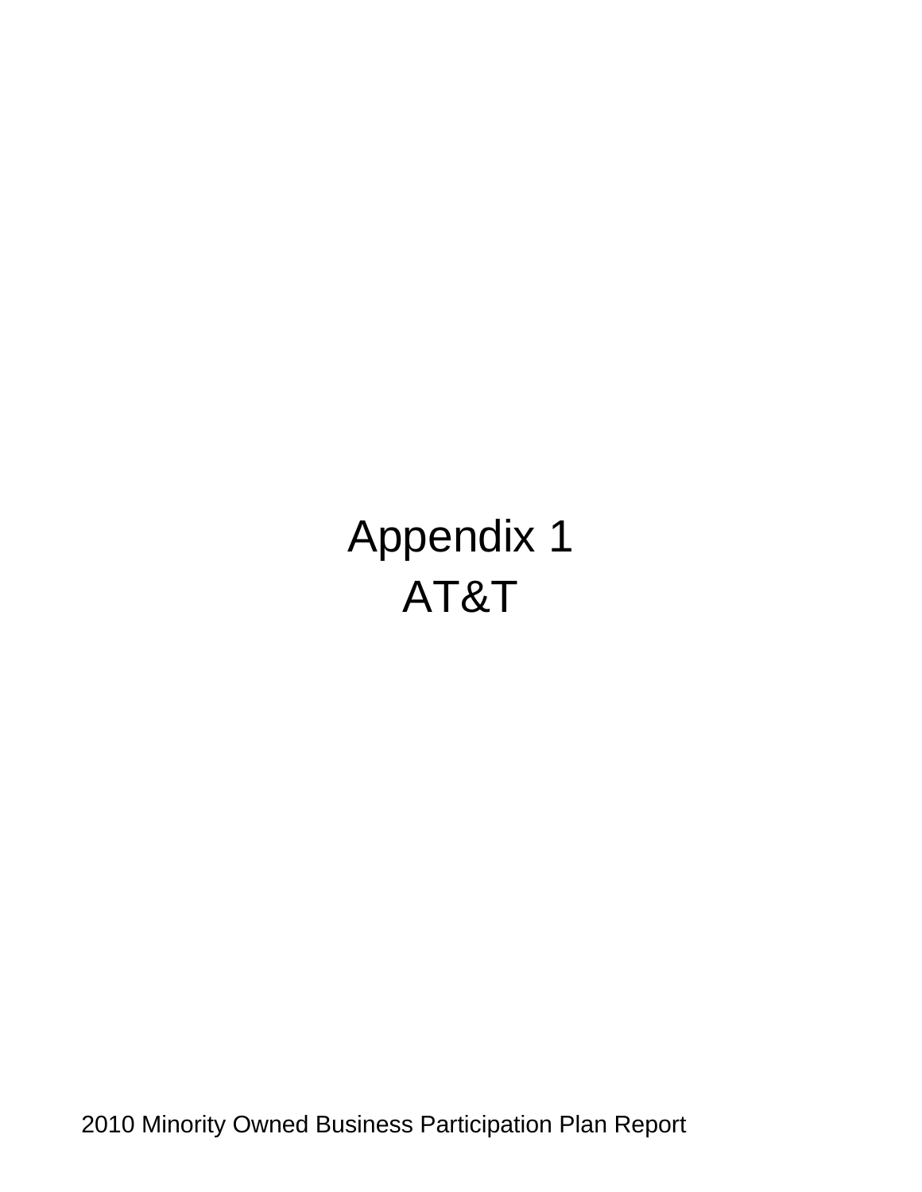# Appendix 1

# AT&T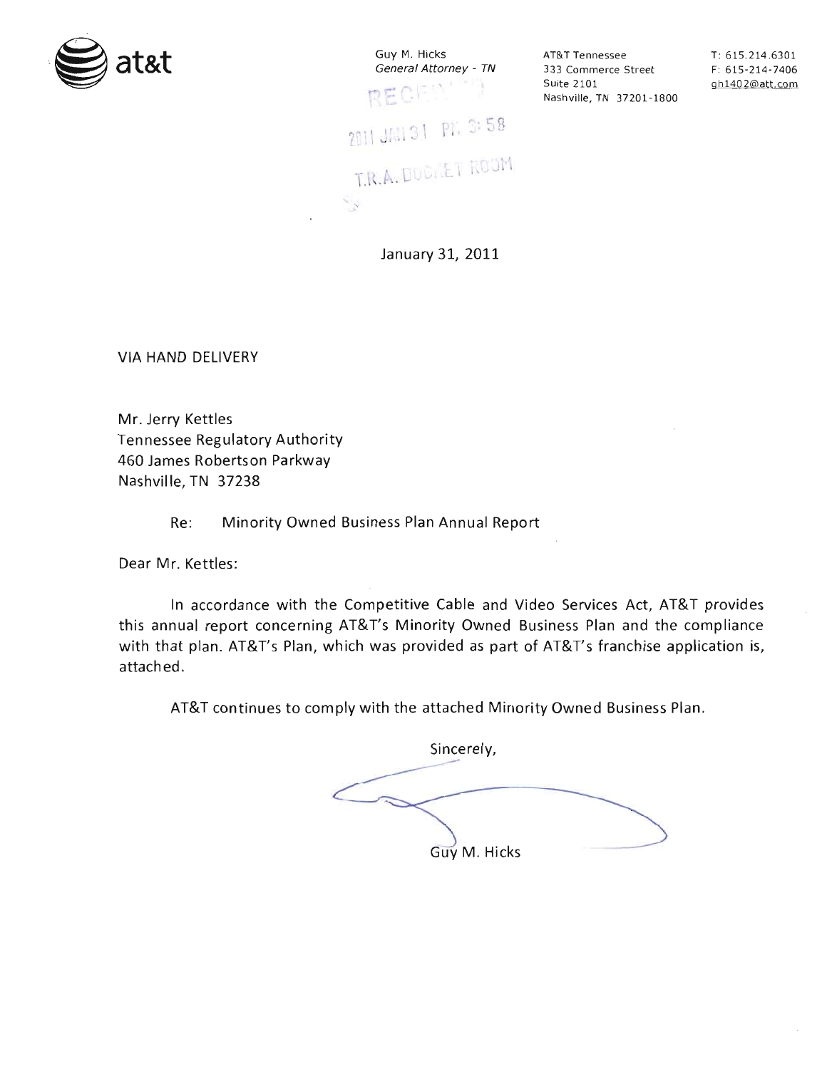at&t

Guy M. Hicks
*General Attorney - TN*

AT&T Tennessee
333 Commerce Street
Suite 2101
Nashville, TN 37201-1800

T: 615.214.6301
F: 615-214-7406
gh1402@att.com

RECEIVED
2011 JAN 31 PM 3:58
T.R.A. DOCKET ROOM

January 31, 2011

VIA HAND DELIVERY

Mr. Jerry Kettles
Tennessee Regulatory Authority
460 James Robertson Parkway
Nashville, TN 37238

Re: Minority Owned Business Plan Annual Report

Dear Mr. Kettles:

In accordance with the Competitive Cable and Video Services Act, AT&T provides this annual report concerning AT&T's Minority Owned Business Plan and the compliance with that plan. AT&T's Plan, which was provided as part of AT&T's franchise application is, attached.

AT&T continues to comply with the attached Minority Owned Business Plan.

Sincerely,

Guy M. Hicks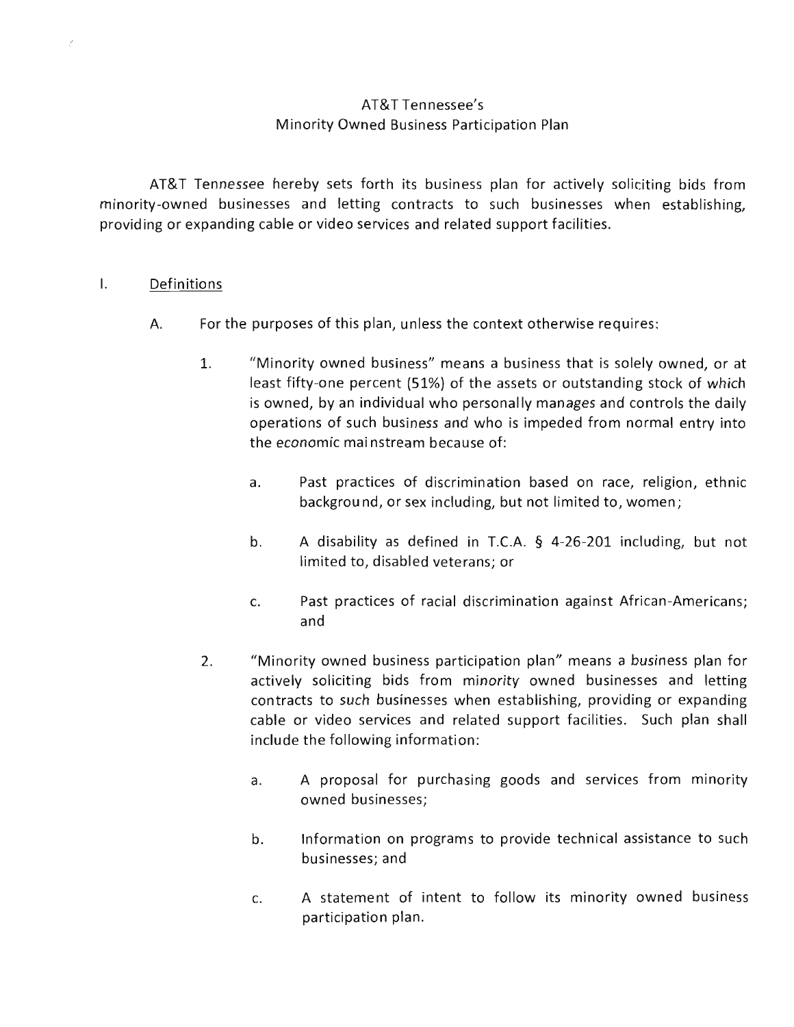# AT&T Tennessee's
# Minority Owned Business Participation Plan

AT&T Tennessee hereby sets forth its business plan for actively soliciting bids from minority-owned businesses and letting contracts to such businesses when establishing, providing or expanding cable or video services and related support facilities.

## I. Definitions

A. For the purposes of this plan, unless the context otherwise requires:

1. "Minority owned business" means a business that is solely owned, or at least fifty-one percent (51%) of the assets or outstanding stock of which is owned, by an individual who personally manages and controls the daily operations of such business and who is impeded from normal entry into the economic mainstream because of:

   a. Past practices of discrimination based on race, religion, ethnic background, or sex including, but not limited to, women;

   b. A disability as defined in T.C.A. § 4-26-201 including, but not limited to, disabled veterans; or

   c. Past practices of racial discrimination against African-Americans; and

2. "Minority owned business participation plan" means a business plan for actively soliciting bids from minority owned businesses and letting contracts to such businesses when establishing, providing or expanding cable or video services and related support facilities. Such plan shall include the following information:

   a. A proposal for purchasing goods and services from minority owned businesses;

   b. Information on programs to provide technical assistance to such businesses; and

   c. A statement of intent to follow its minority owned business participation plan.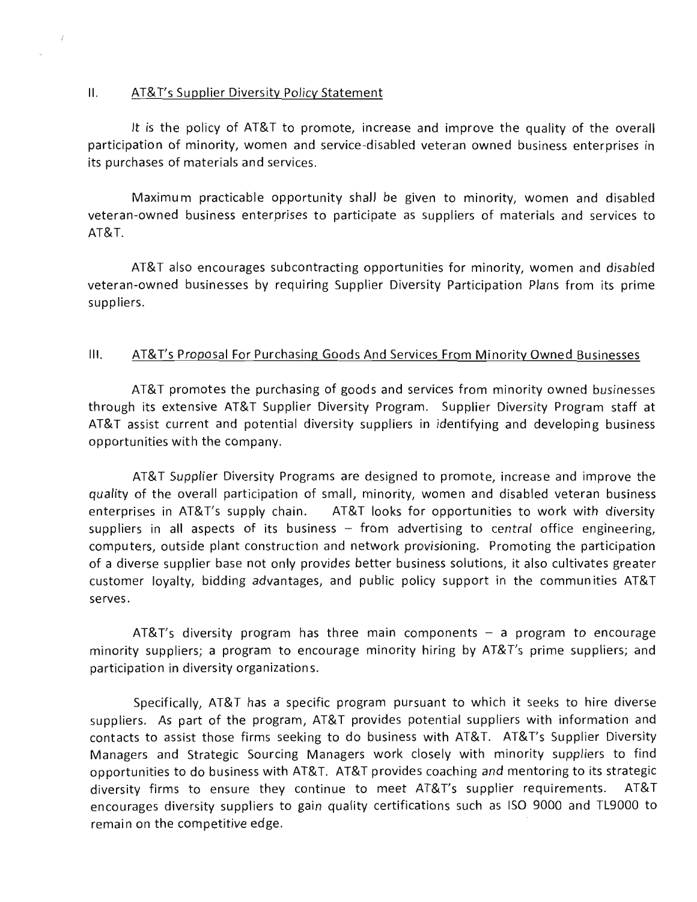## II. AT&T's Supplier Diversity Policy Statement

It is the policy of AT&T to promote, increase and improve the quality of the overall participation of minority, women and service-disabled veteran owned business enterprises in its purchases of materials and services.

Maximum practicable opportunity shall be given to minority, women and disabled veteran-owned business enterprises to participate as suppliers of materials and services to AT&T.

AT&T also encourages subcontracting opportunities for minority, women and disabled veteran-owned businesses by requiring Supplier Diversity Participation Plans from its prime suppliers.

## III. AT&T's Proposal For Purchasing Goods And Services From Minority Owned Businesses

AT&T promotes the purchasing of goods and services from minority owned businesses through its extensive AT&T Supplier Diversity Program. Supplier Diversity Program staff at AT&T assist current and potential diversity suppliers in identifying and developing business opportunities with the company.

AT&T Supplier Diversity Programs are designed to promote, increase and improve the quality of the overall participation of small, minority, women and disabled veteran business enterprises in AT&T's supply chain. AT&T looks for opportunities to work with diversity suppliers in all aspects of its business – from advertising to central office engineering, computers, outside plant construction and network provisioning. Promoting the participation of a diverse supplier base not only provides better business solutions, it also cultivates greater customer loyalty, bidding advantages, and public policy support in the communities AT&T serves.

AT&T's diversity program has three main components – a program to encourage minority suppliers; a program to encourage minority hiring by AT&T's prime suppliers; and participation in diversity organizations.

Specifically, AT&T has a specific program pursuant to which it seeks to hire diverse suppliers. As part of the program, AT&T provides potential suppliers with information and contacts to assist those firms seeking to do business with AT&T. AT&T's Supplier Diversity Managers and Strategic Sourcing Managers work closely with minority suppliers to find opportunities to do business with AT&T. AT&T provides coaching and mentoring to its strategic diversity firms to ensure they continue to meet AT&T's supplier requirements. AT&T encourages diversity suppliers to gain quality certifications such as ISO 9000 and TL9000 to remain on the competitive edge.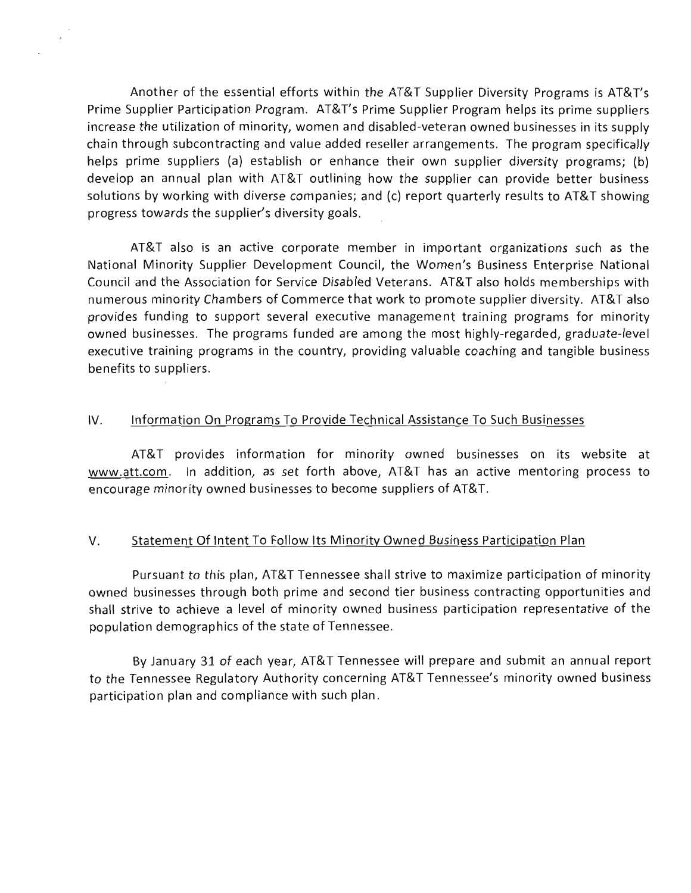Another of the essential efforts within the AT&T Supplier Diversity Programs is AT&T's Prime Supplier Participation Program. AT&T's Prime Supplier Program helps its prime suppliers increase the utilization of minority, women and disabled-veteran owned businesses in its supply chain through subcontracting and value added reseller arrangements. The program specifically helps prime suppliers (a) establish or enhance their own supplier diversity programs; (b) develop an annual plan with AT&T outlining how the supplier can provide better business solutions by working with diverse companies; and (c) report quarterly results to AT&T showing progress towards the supplier's diversity goals.

AT&T also is an active corporate member in important organizations such as the National Minority Supplier Development Council, the Women's Business Enterprise National Council and the Association for Service Disabled Veterans. AT&T also holds memberships with numerous minority Chambers of Commerce that work to promote supplier diversity. AT&T also provides funding to support several executive management training programs for minority owned businesses. The programs funded are among the most highly-regarded, graduate-level executive training programs in the country, providing valuable coaching and tangible business benefits to suppliers.

## IV. Information On Programs To Provide Technical Assistance To Such Businesses

AT&T provides information for minority owned businesses on its website at www.att.com. In addition, as set forth above, AT&T has an active mentoring process to encourage minority owned businesses to become suppliers of AT&T.

## V. Statement Of Intent To Follow Its Minority Owned Business Participation Plan

Pursuant to this plan, AT&T Tennessee shall strive to maximize participation of minority owned businesses through both prime and second tier business contracting opportunities and shall strive to achieve a level of minority owned business participation representative of the population demographics of the state of Tennessee.

By January 31 of each year, AT&T Tennessee will prepare and submit an annual report to the Tennessee Regulatory Authority concerning AT&T Tennessee's minority owned business participation plan and compliance with such plan.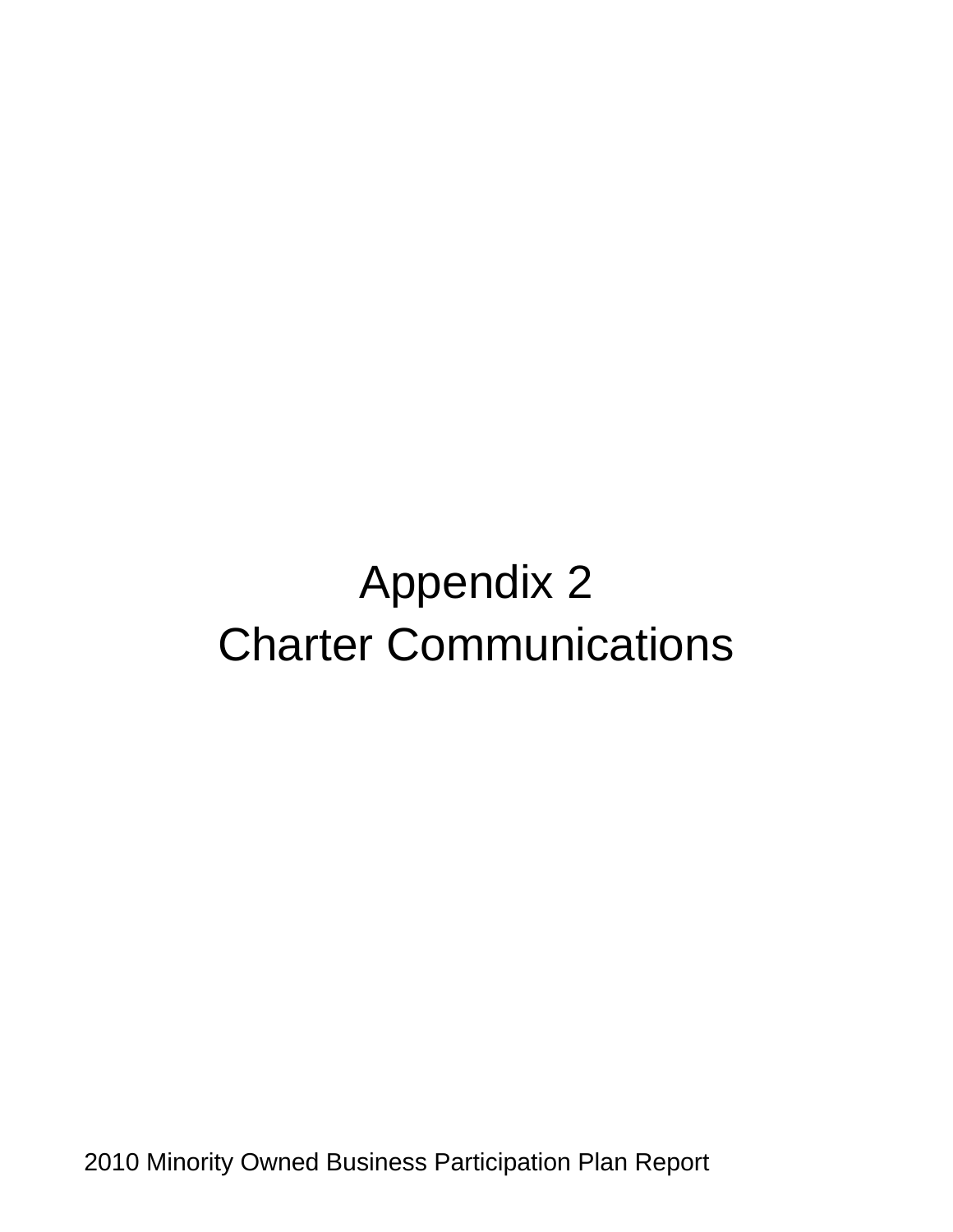# Appendix 2

# Charter Communications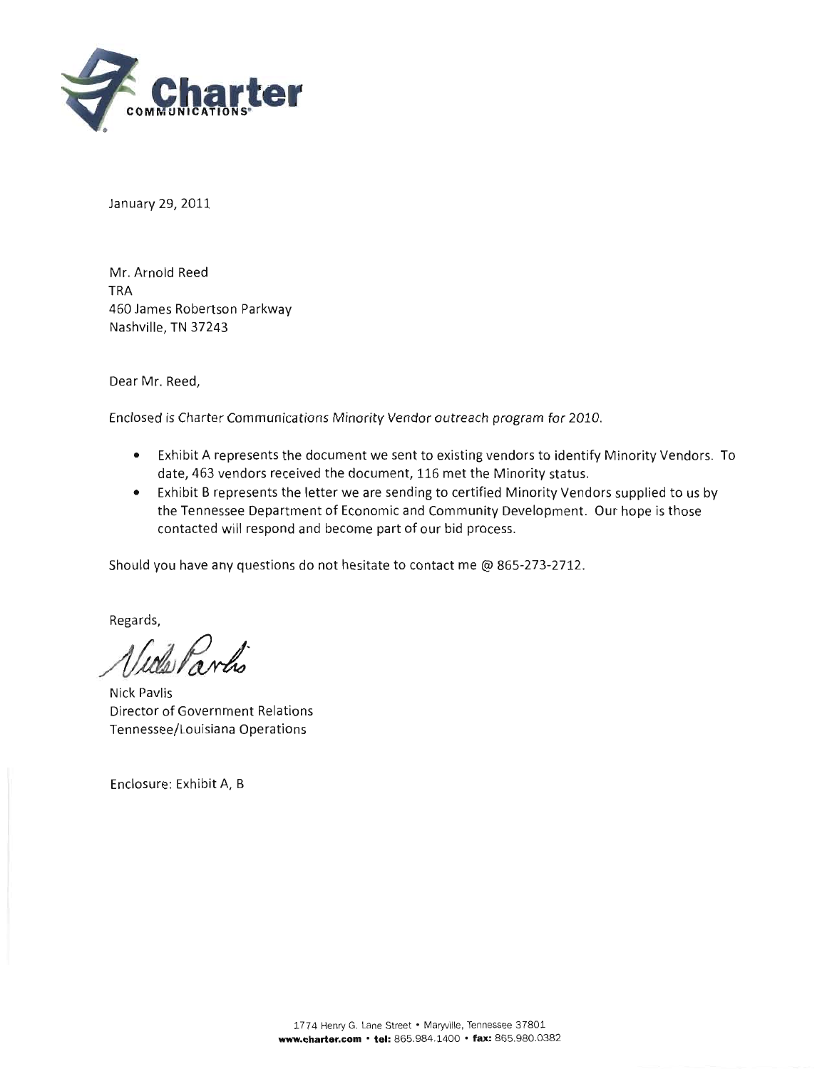**Charter**
COMMUNICATIONS

January 29, 2011

Mr. Arnold Reed
TRA
460 James Robertson Parkway
Nashville, TN 37243

Dear Mr. Reed,

*Enclosed is Charter Communications Minority Vendor outreach program for 2010.*

- Exhibit A represents the document we sent to existing vendors to identify Minority Vendors. To date, 463 vendors received the document, 116 met the Minority status.
- Exhibit B represents the letter we are sending to certified Minority Vendors supplied to us by the Tennessee Department of Economic and Community Development. Our hope is those contacted will respond and become part of our bid process.

Should you have any questions do not hesitate to contact me @ 865-273-2712.

Regards,

Nick Pavlis

Nick Pavlis
Director of Government Relations
Tennessee/Louisiana Operations

Enclosure: Exhibit A, B

1774 Henry G. Lane Street • Maryville, Tennessee 37801
**www.charter.com** • **tel:** 865.984.1400 • **fax:** 865.980.0382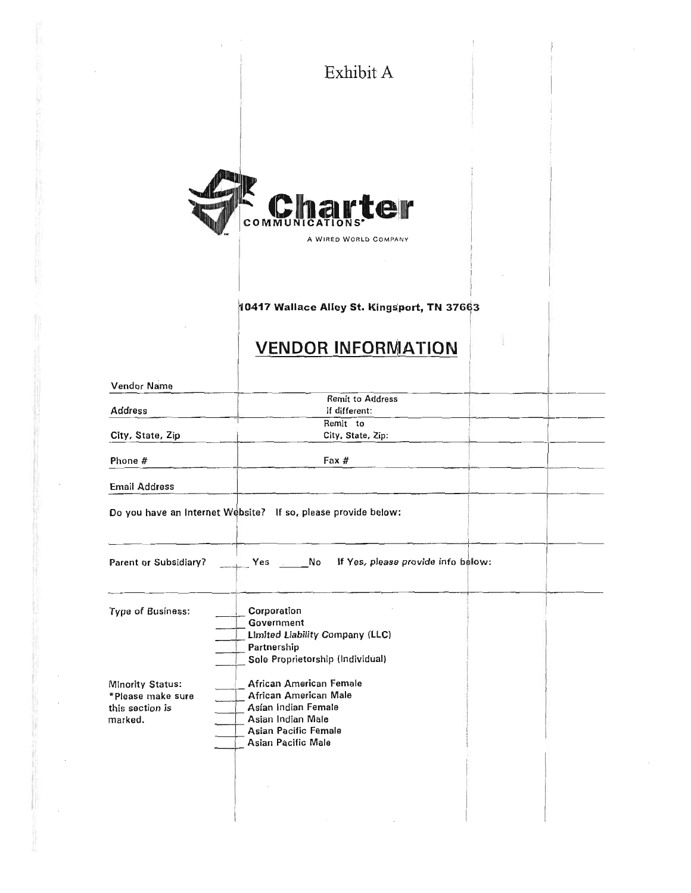Exhibit A

**Charter**
COMMUNICATIONS®
A WIRED WORLD COMPANY

**10417 Wallace Alley St. Kingsport, TN 37663**

## VENDOR INFORMATION

| | |
|---|---|
| Vendor Name | |
| Address | Remit to Address if different: |
| City, State, Zip | Remit to City, State, Zip: |
| Phone # | Fax # |
| Email Address | |

Do you have an Internet Website? If so, please provide below:

Parent or Subsidiary? \_\_\_\_ Yes \_\_\_\_ No If Yes, *please provide info below:*

Type of Business:
- \_\_\_\_ Corporation
- \_\_\_\_ Government
- \_\_\_\_ Limited Liability Company (LLC)
- \_\_\_\_ Partnership
- \_\_\_\_ Sole Proprietorship (Individual)

Minority Status:
*Please make sure this section is marked.
- \_\_\_\_ African American Female
- \_\_\_\_ African American Male
- \_\_\_\_ Asian Indian Female
- \_\_\_\_ Asian Indian Male
- \_\_\_\_ Asian Pacific Female
- \_\_\_\_ Asian Pacific Male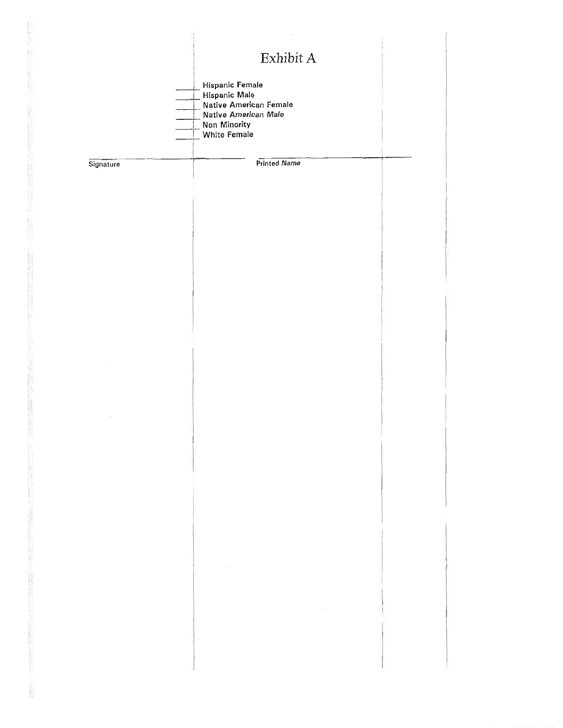# Exhibit A

\_\_\_\_ Hispanic Female
\_\_\_\_ Hispanic Male
\_\_\_\_ Native American Female
\_\_\_\_ Native American Male
\_\_\_\_ Non Minority
\_\_\_\_ White Female

| Signature | Printed Name |
|---|---|
| | |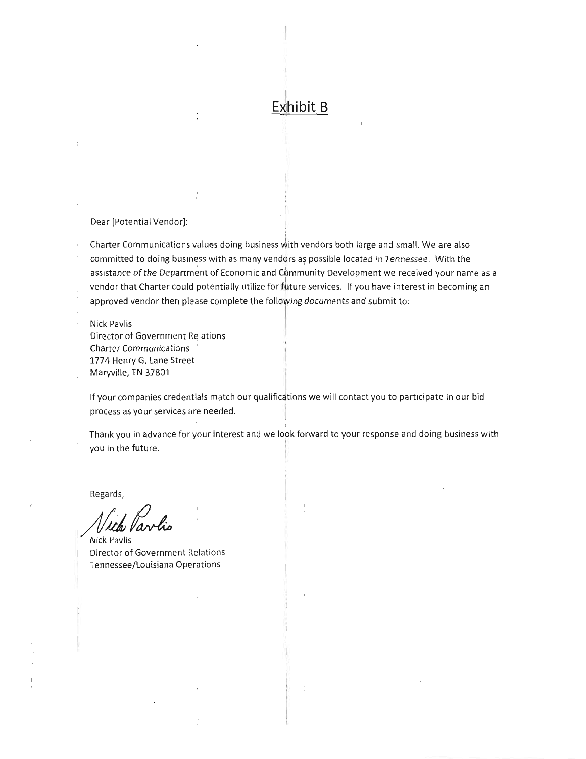# Exhibit B

Dear [Potential Vendor]:

Charter Communications values doing business with vendors both large and small. We are also committed to doing business with as many vendors as possible located in Tennessee. With the assistance of the Department of Economic and Community Development we received your name as a vendor that Charter could potentially utilize for future services. If you have interest in becoming an approved vendor then please complete the following documents and submit to:

Nick Pavlis
Director of Government Relations
Charter Communications
1774 Henry G. Lane Street
Maryville, TN 37801

If your companies credentials match our qualifications we will contact you to participate in our bid process as your services are needed.

Thank you in advance for your interest and we look forward to your response and doing business with you in the future.

Regards,

Nick Pavlis

Nick Pavlis
Director of Government Relations
Tennessee/Louisiana Operations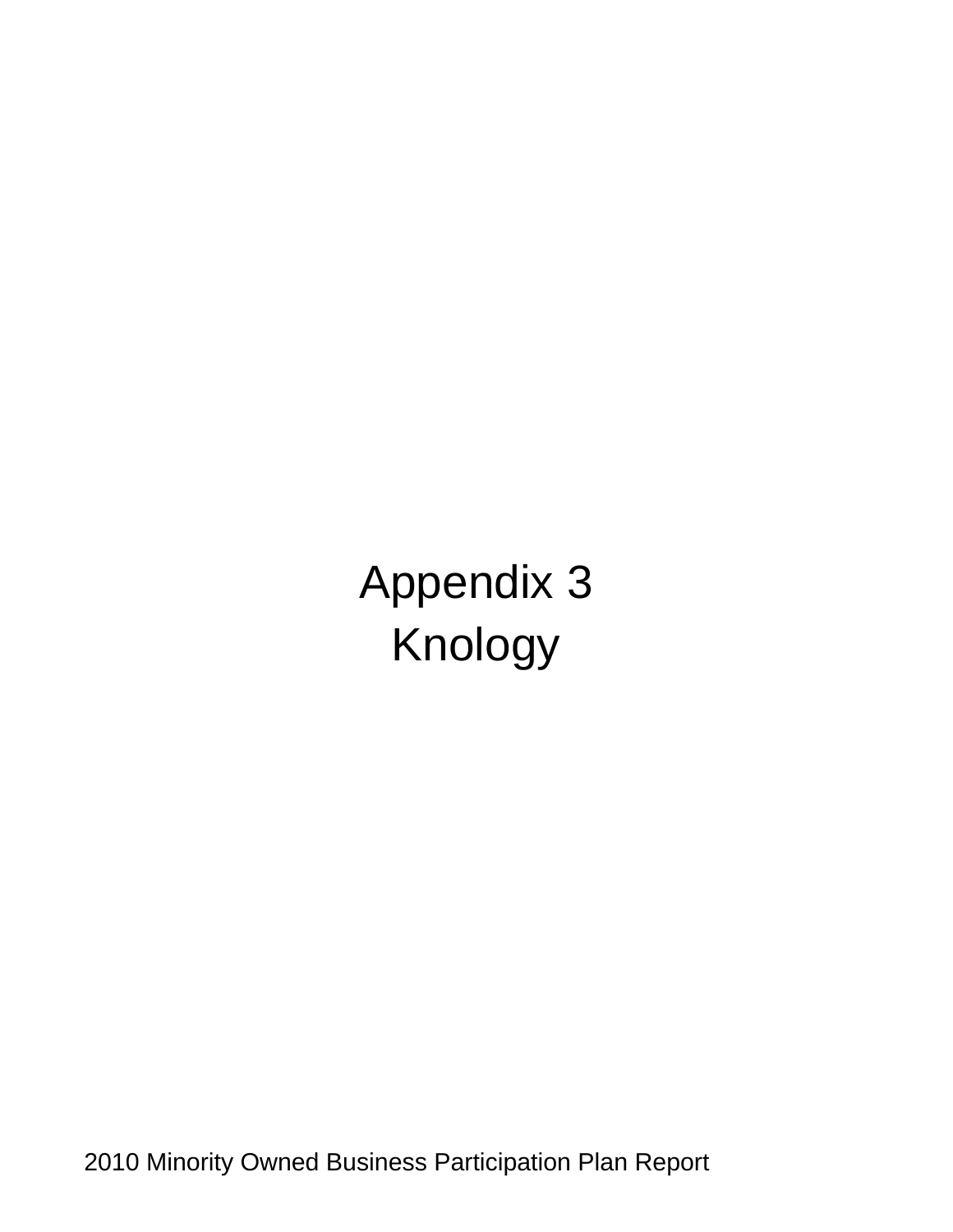# Appendix 3

# Knology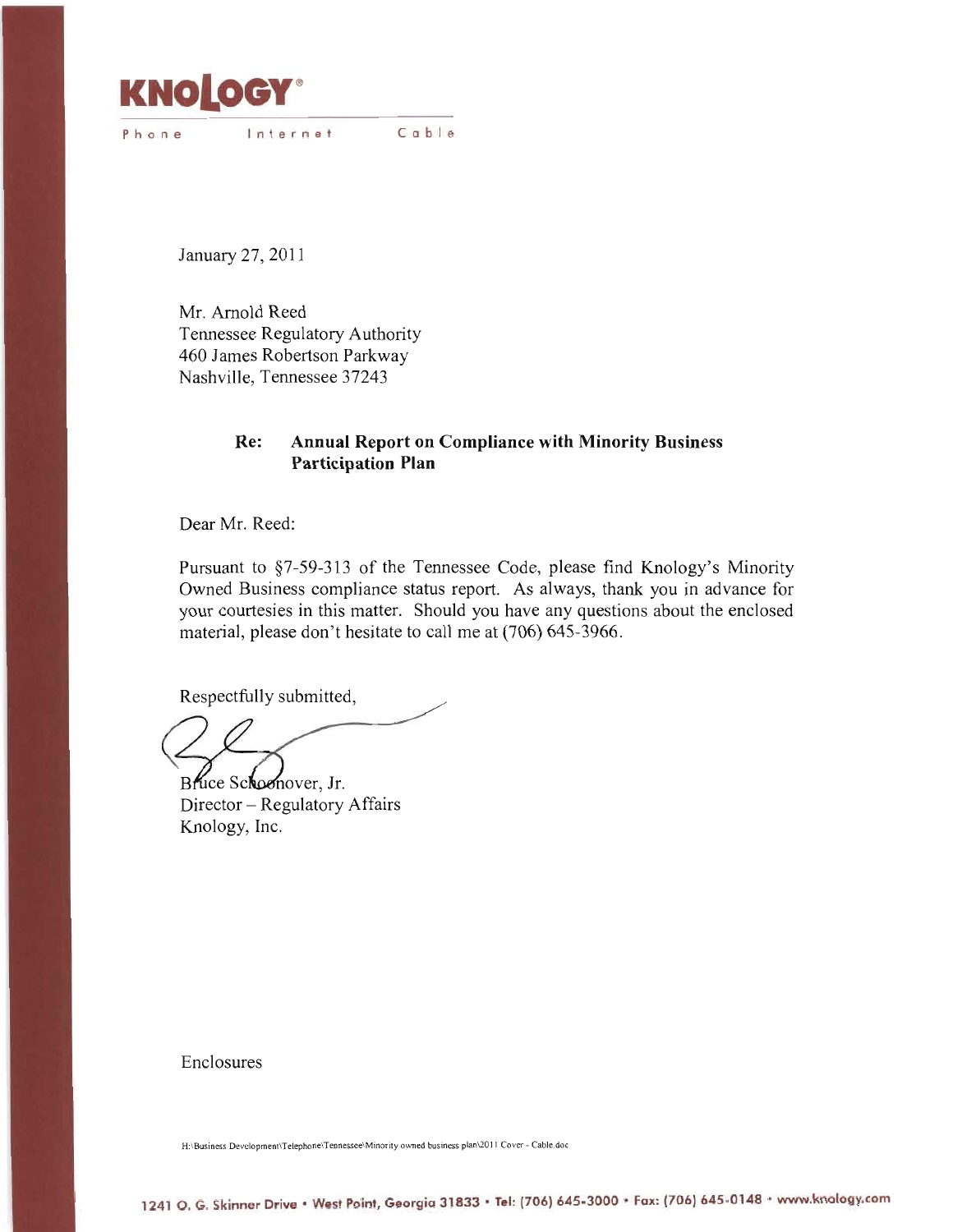**KNOLOGY®**

Phone Internet Cable

January 27, 2011

Mr. Arnold Reed
Tennessee Regulatory Authority
460 James Robertson Parkway
Nashville, Tennessee 37243

**Re: Annual Report on Compliance with Minority Business Participation Plan**

Dear Mr. Reed:

Pursuant to §7-59-313 of the Tennessee Code, please find Knology's Minority Owned Business compliance status report. As always, thank you in advance for your courtesies in this matter. Should you have any questions about the enclosed material, please don't hesitate to call me at (706) 645-3966.

Respectfully submitted,

Bruce Schoonover, Jr.
Director – Regulatory Affairs
Knology, Inc.

Enclosures

H:\Business Development\Telephone\Tennessee\Minority owned business plan\2011 Cover - Cable.doc

1241 O. G. Skinner Drive • West Point, Georgia 31833 • Tel: (706) 645-3000 • Fax: (706) 645-0148 • www.knology.com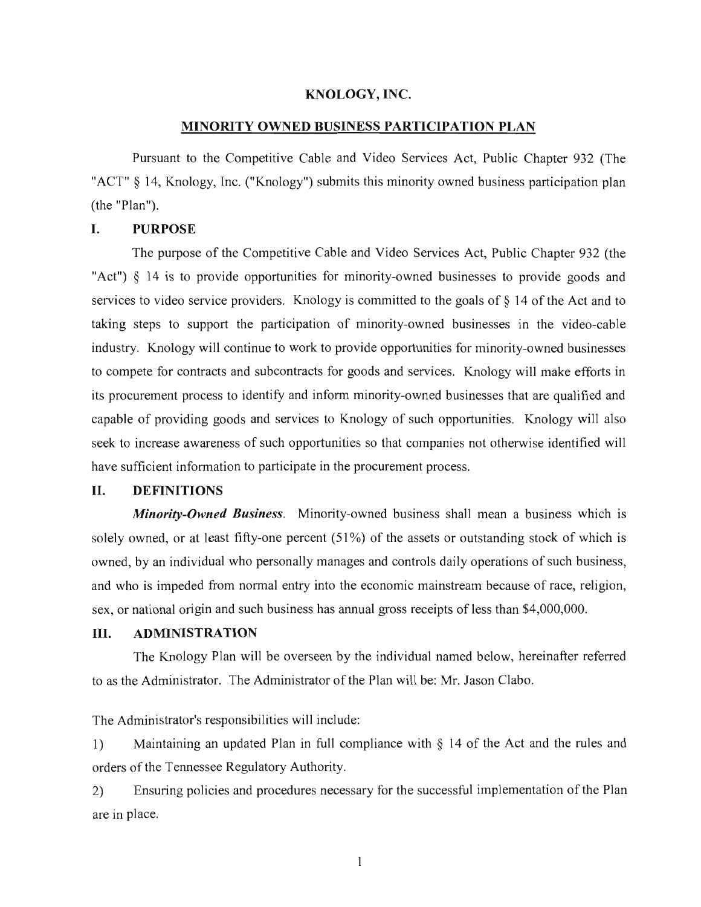# KNOLOGY, INC.

## MINORITY OWNED BUSINESS PARTICIPATION PLAN

Pursuant to the Competitive Cable and Video Services Act, Public Chapter 932 (The "ACT" § 14, Knology, Inc. ("Knology") submits this minority owned business participation plan (the "Plan").

### I. PURPOSE

The purpose of the Competitive Cable and Video Services Act, Public Chapter 932 (the "Act") § 14 is to provide opportunities for minority-owned businesses to provide goods and services to video service providers. Knology is committed to the goals of § 14 of the Act and to taking steps to support the participation of minority-owned businesses in the video-cable industry. Knology will continue to work to provide opportunities for minority-owned businesses to compete for contracts and subcontracts for goods and services. Knology will make efforts in its procurement process to identify and inform minority-owned businesses that are qualified and capable of providing goods and services to Knology of such opportunities. Knology will also seek to increase awareness of such opportunities so that companies not otherwise identified will have sufficient information to participate in the procurement process.

### II. DEFINITIONS

***Minority-Owned Business.*** Minority-owned business shall mean a business which is solely owned, or at least fifty-one percent (51%) of the assets or outstanding stock of which is owned, by an individual who personally manages and controls daily operations of such business, and who is impeded from normal entry into the economic mainstream because of race, religion, sex, or national origin and such business has annual gross receipts of less than $4,000,000.

### III. ADMINISTRATION

The Knology Plan will be overseen by the individual named below, hereinafter referred to as the Administrator. The Administrator of the Plan will be: Mr. Jason Clabo.

The Administrator's responsibilities will include:

1) Maintaining an updated Plan in full compliance with § 14 of the Act and the rules and orders of the Tennessee Regulatory Authority.

2) Ensuring policies and procedures necessary for the successful implementation of the Plan are in place.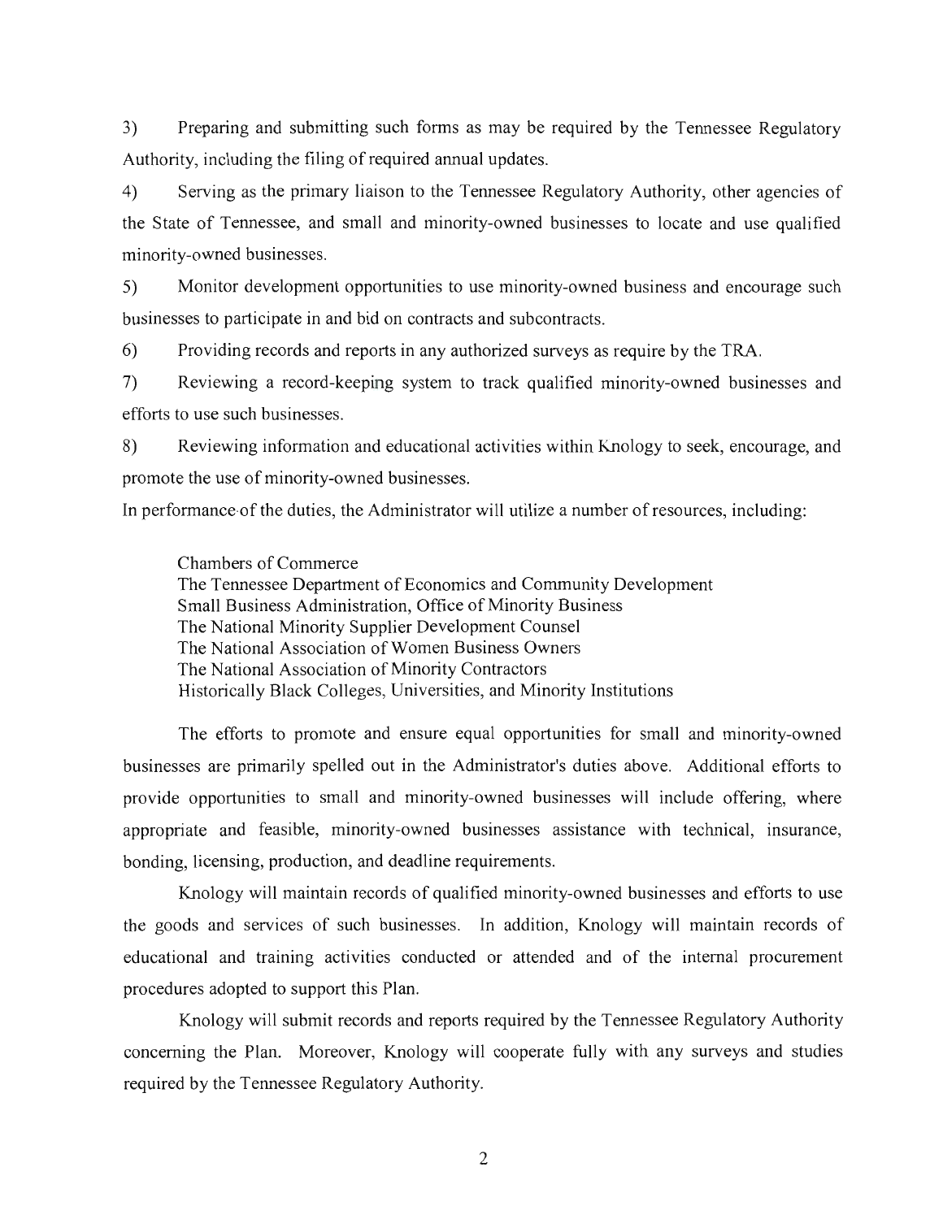3) Preparing and submitting such forms as may be required by the Tennessee Regulatory Authority, including the filing of required annual updates.

4) Serving as the primary liaison to the Tennessee Regulatory Authority, other agencies of the State of Tennessee, and small and minority-owned businesses to locate and use qualified minority-owned businesses.

5) Monitor development opportunities to use minority-owned business and encourage such businesses to participate in and bid on contracts and subcontracts.

6) Providing records and reports in any authorized surveys as require by the TRA.

7) Reviewing a record-keeping system to track qualified minority-owned businesses and efforts to use such businesses.

8) Reviewing information and educational activities within Knology to seek, encourage, and promote the use of minority-owned businesses.

In performance of the duties, the Administrator will utilize a number of resources, including:

Chambers of Commerce
The Tennessee Department of Economics and Community Development
Small Business Administration, Office of Minority Business
The National Minority Supplier Development Counsel
The National Association of Women Business Owners
The National Association of Minority Contractors
Historically Black Colleges, Universities, and Minority Institutions

The efforts to promote and ensure equal opportunities for small and minority-owned businesses are primarily spelled out in the Administrator's duties above. Additional efforts to provide opportunities to small and minority-owned businesses will include offering, where appropriate and feasible, minority-owned businesses assistance with technical, insurance, bonding, licensing, production, and deadline requirements.

Knology will maintain records of qualified minority-owned businesses and efforts to use the goods and services of such businesses. In addition, Knology will maintain records of educational and training activities conducted or attended and of the internal procurement procedures adopted to support this Plan.

Knology will submit records and reports required by the Tennessee Regulatory Authority concerning the Plan. Moreover, Knology will cooperate fully with any surveys and studies required by the Tennessee Regulatory Authority.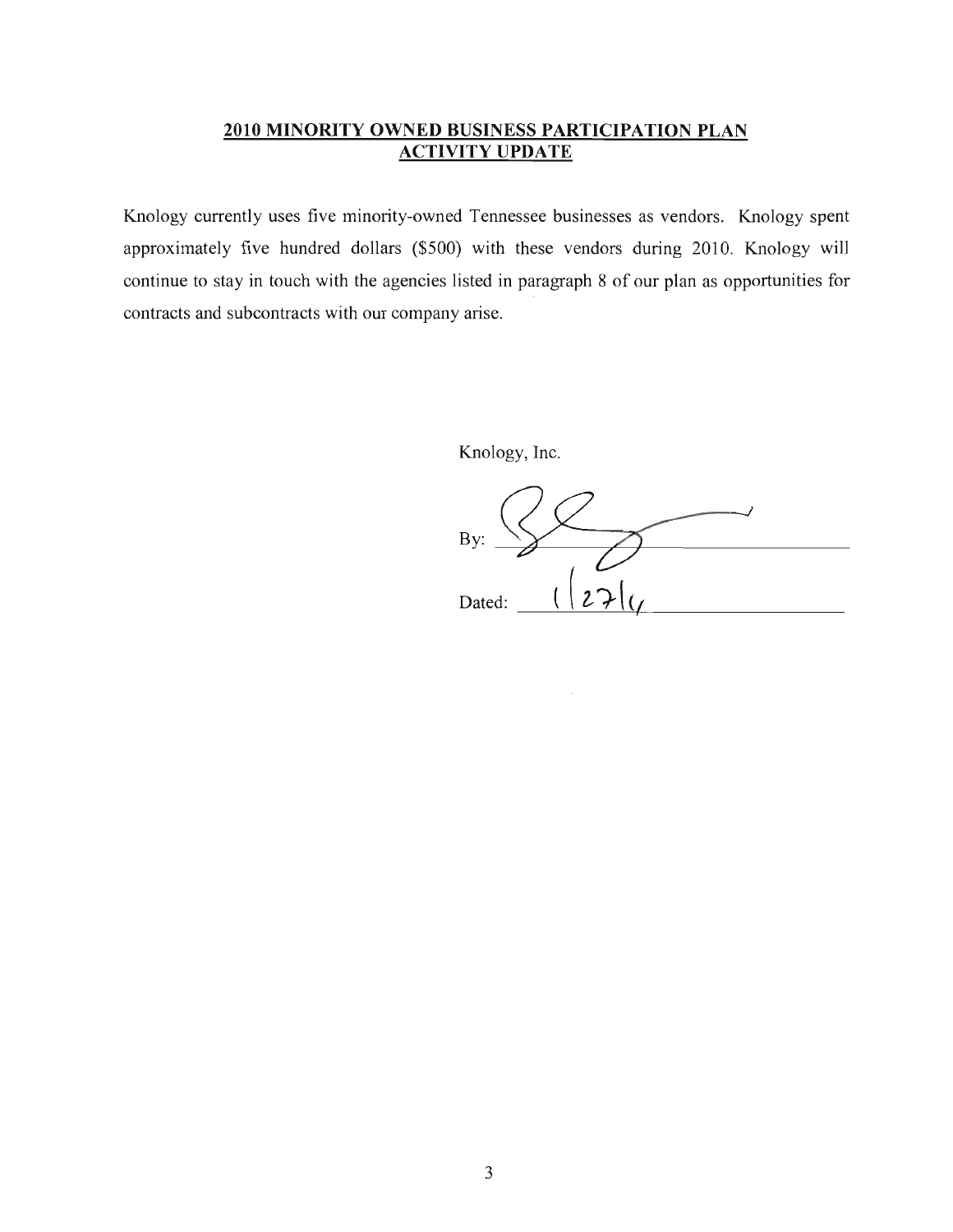## 2010 MINORITY OWNED BUSINESS PARTICIPATION PLAN ACTIVITY UPDATE

Knology currently uses five minority-owned Tennessee businesses as vendors. Knology spent approximately five hundred dollars ($500) with these vendors during 2010. Knology will continue to stay in touch with the agencies listed in paragraph 8 of our plan as opportunities for contracts and subcontracts with our company arise.

Knology, Inc.

By: ______________________

Dated: 1/27/11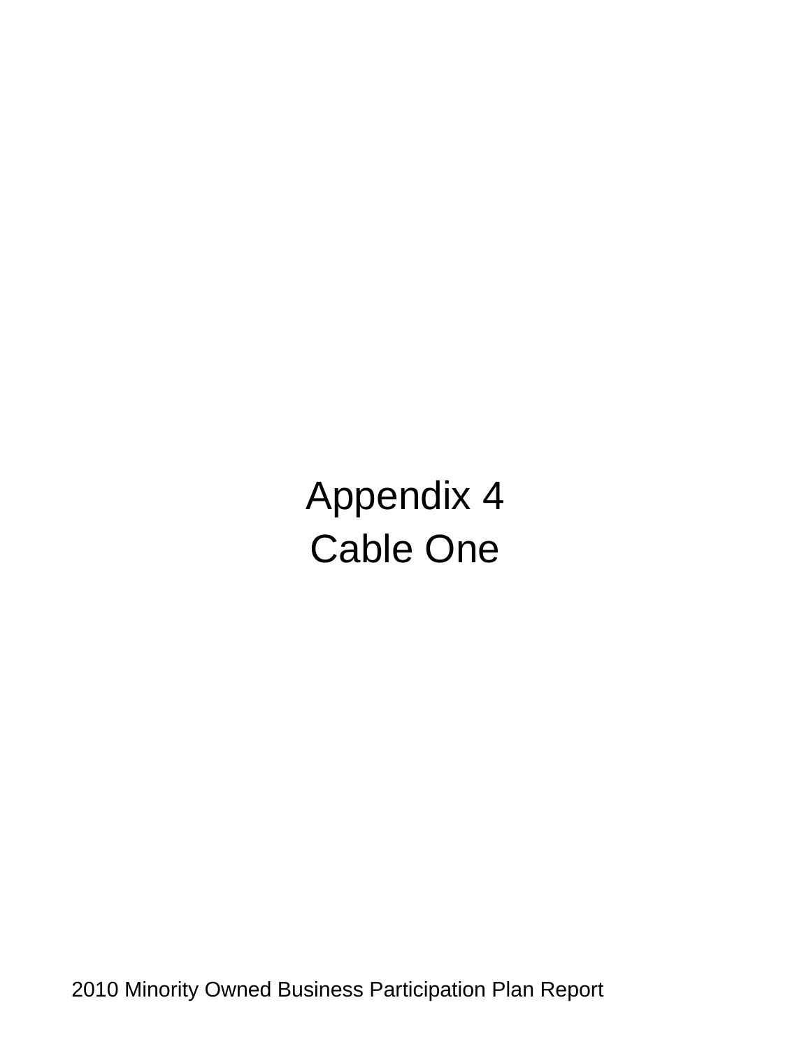# Appendix 4

# Cable One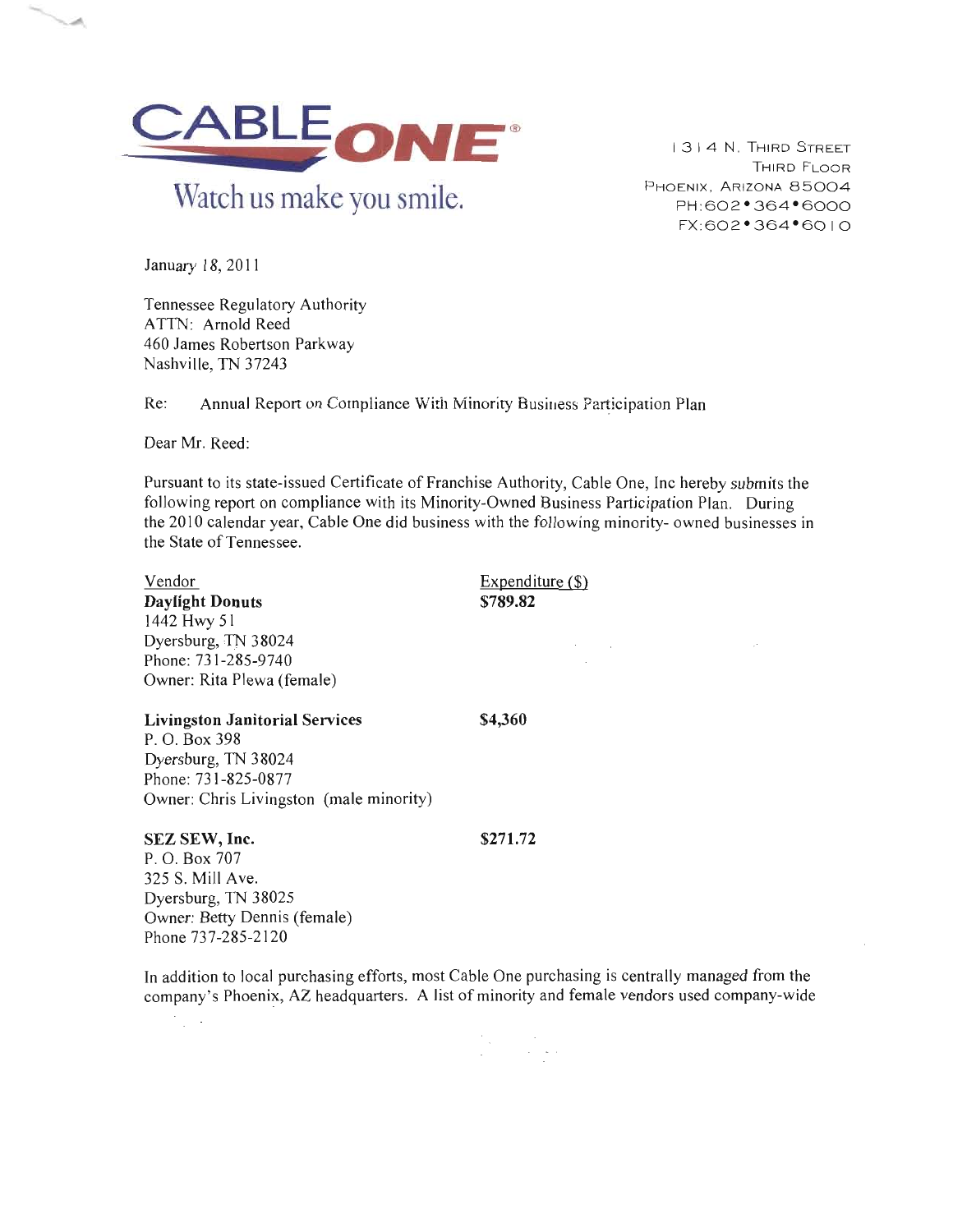CABLE ONE®

Watch us make you smile.

1314 N. Third Street
Third Floor
Phoenix, Arizona 85004
PH:602•364•6000
FX:602•364•6010

January 18, 2011

Tennessee Regulatory Authority
ATTN: Arnold Reed
460 James Robertson Parkway
Nashville, TN 37243

Re: Annual Report on Compliance With Minority Business Participation Plan

Dear Mr. Reed:

Pursuant to its state-issued Certificate of Franchise Authority, Cable One, Inc hereby submits the following report on compliance with its Minority-Owned Business Participation Plan. During the 2010 calendar year, Cable One did business with the following minority- owned businesses in the State of Tennessee.

| Vendor | Expenditure ($) |
|---|---|
| **Daylight Donuts**<br>1442 Hwy 51<br>Dyersburg, TN 38024<br>Phone: 731-285-9740<br>Owner: Rita Plewa (female) | **$789.82** |
| **Livingston Janitorial Services**<br>P. O. Box 398<br>Dyersburg, TN 38024<br>Phone: 731-825-0877<br>Owner: Chris Livingston (male minority) | **$4,360** |
| **SEZ SEW, Inc.**<br>P. O. Box 707<br>325 S. Mill Ave.<br>Dyersburg, TN 38025<br>Owner: Betty Dennis (female)<br>Phone 737-285-2120 | **$271.72** |

In addition to local purchasing efforts, most Cable One purchasing is centrally managed from the company's Phoenix, AZ headquarters. A list of minority and female vendors used company-wide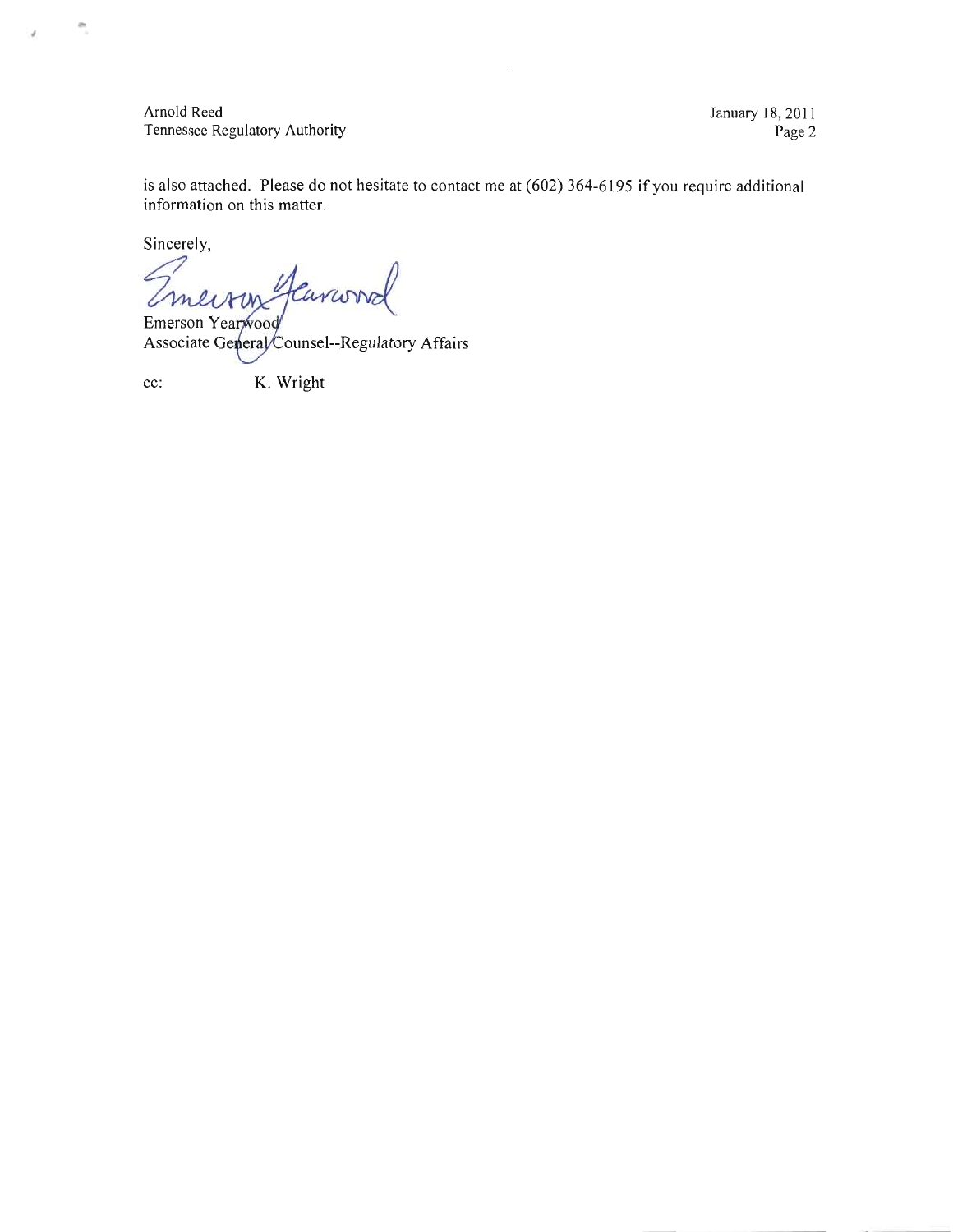is also attached. Please do not hesitate to contact me at (602) 364-6195 if you require additional information on this matter.

Sincerely,

Emerson Yearwood
Associate General Counsel--Regulatory Affairs

cc: K. Wright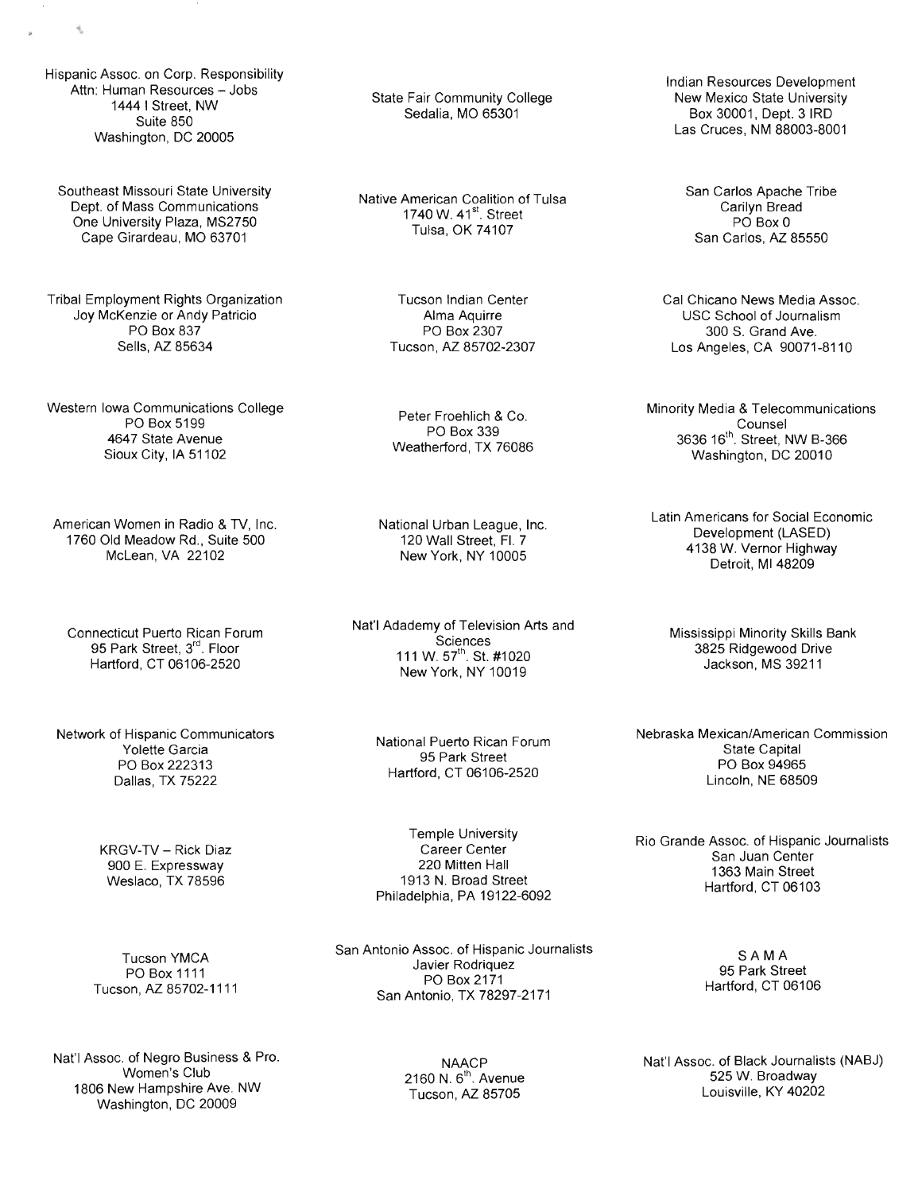Hispanic Assoc. on Corp. Responsibility
Attn: Human Resources – Jobs
1444 I Street, NW
Suite 850
Washington, DC 20005

State Fair Community College
Sedalia, MO 65301

Indian Resources Development
New Mexico State University
Box 30001, Dept. 3 IRD
Las Cruces, NM 88003-8001

Southeast Missouri State University
Dept. of Mass Communications
One University Plaza, MS2750
Cape Girardeau, MO 63701

Native American Coalition of Tulsa
1740 W. 41st. Street
Tulsa, OK 74107

San Carlos Apache Tribe
Carilyn Bread
PO Box 0
San Carlos, AZ 85550

Tribal Employment Rights Organization
Joy McKenzie or Andy Patricio
PO Box 837
Sells, AZ 85634

Tucson Indian Center
Alma Aquirre
PO Box 2307
Tucson, AZ 85702-2307

Cal Chicano News Media Assoc.
USC School of Journalism
300 S. Grand Ave.
Los Angeles, CA 90071-8110

Western Iowa Communications College
PO Box 5199
4647 State Avenue
Sioux City, IA 51102

Peter Froehlich & Co.
PO Box 339
Weatherford, TX 76086

Minority Media & Telecommunications Counsel
3636 16th. Street, NW B-366
Washington, DC 20010

American Women in Radio & TV, Inc.
1760 Old Meadow Rd., Suite 500
McLean, VA 22102

National Urban League, Inc.
120 Wall Street, Fl. 7
New York, NY 10005

Latin Americans for Social Economic Development (LASED)
4138 W. Vernor Highway
Detroit, MI 48209

Connecticut Puerto Rican Forum
95 Park Street, 3rd. Floor
Hartford, CT 06106-2520

Nat'l Adademy of Television Arts and Sciences
111 W. 57th. St. #1020
New York, NY 10019

Mississippi Minority Skills Bank
3825 Ridgewood Drive
Jackson, MS 39211

Network of Hispanic Communicators
Yolette Garcia
PO Box 222313
Dallas, TX 75222

National Puerto Rican Forum
95 Park Street
Hartford, CT 06106-2520

Nebraska Mexican/American Commission
State Capital
PO Box 94965
Lincoln, NE 68509

KRGV-TV – Rick Diaz
900 E. Expressway
Weslaco, TX 78596

Temple University
Career Center
220 Mitten Hall
1913 N. Broad Street
Philadelphia, PA 19122-6092

Rio Grande Assoc. of Hispanic Journalists
San Juan Center
1363 Main Street
Hartford, CT 06103

Tucson YMCA
PO Box 1111
Tucson, AZ 85702-1111

San Antonio Assoc. of Hispanic Journalists
Javier Rodriquez
PO Box 2171
San Antonio, TX 78297-2171

S A M A
95 Park Street
Hartford, CT 06106

Nat'l Assoc. of Negro Business & Pro. Women's Club
1806 New Hampshire Ave. NW
Washington, DC 20009

NAACP
2160 N. 6th. Avenue
Tucson, AZ 85705

Nat'l Assoc. of Black Journalists (NABJ)
525 W. Broadway
Louisville, KY 40202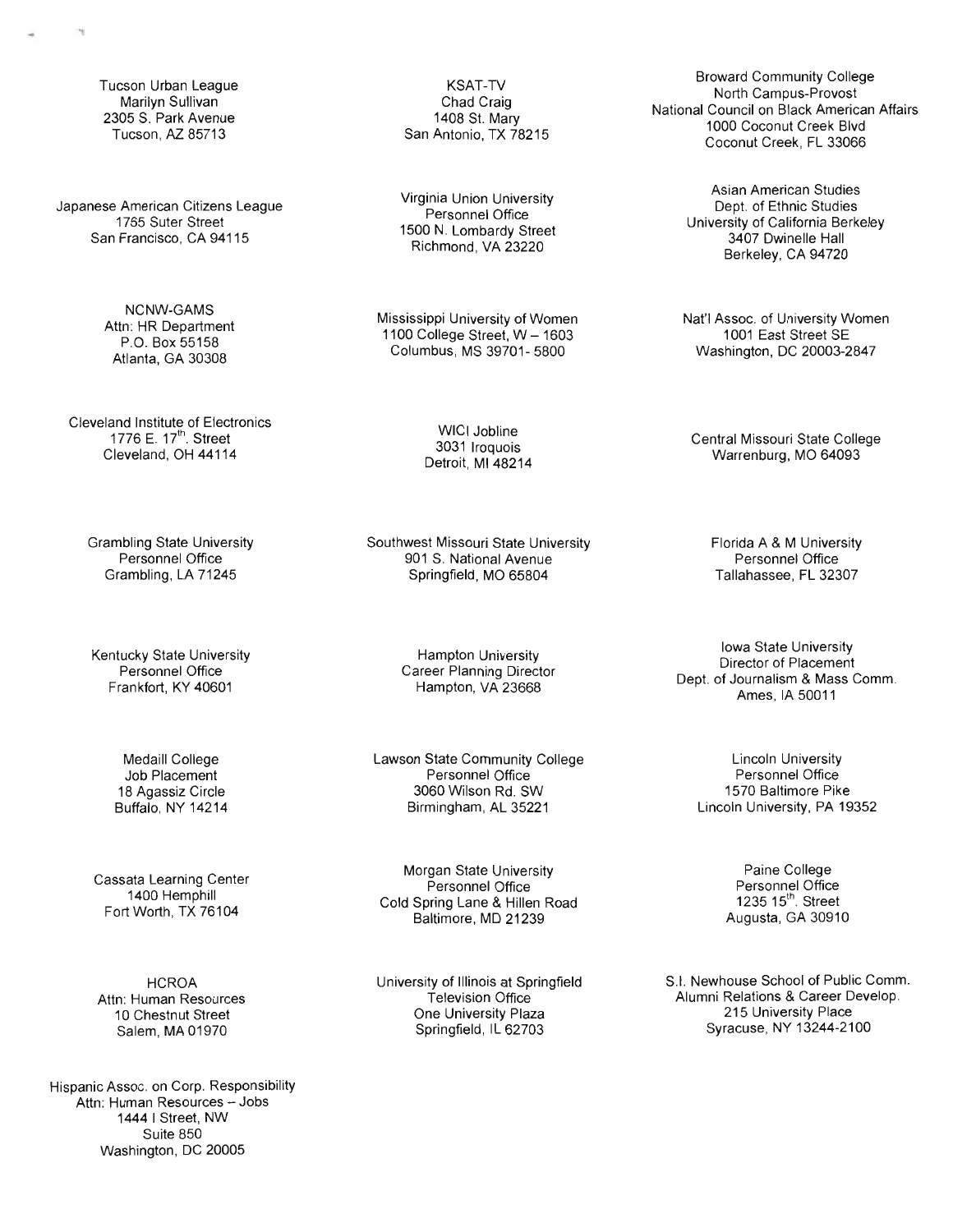Tucson Urban League
Marilyn Sullivan
2305 S. Park Avenue
Tucson, AZ 85713

KSAT-TV
Chad Craig
1408 St. Mary
San Antonio, TX 78215

Broward Community College
North Campus-Provost
National Council on Black American Affairs
1000 Coconut Creek Blvd
Coconut Creek, FL 33066

Japanese American Citizens League
1765 Suter Street
San Francisco, CA 94115

Virginia Union University
Personnel Office
1500 N. Lombardy Street
Richmond, VA 23220

Asian American Studies
Dept. of Ethnic Studies
University of California Berkeley
3407 Dwinelle Hall
Berkeley, CA 94720

NCNW-GAMS
Attn: HR Department
P.O. Box 55158
Atlanta, GA 30308

Mississippi University of Women
1100 College Street, W – 1603
Columbus, MS 39701- 5800

Nat'l Assoc. of University Women
1001 East Street SE
Washington, DC 20003-2847

Cleveland Institute of Electronics
1776 E. 17th. Street
Cleveland, OH 44114

WICI Jobline
3031 Iroquois
Detroit, MI 48214

Central Missouri State College
Warrenburg, MO 64093

Grambling State University
Personnel Office
Grambling, LA 71245

Southwest Missouri State University
901 S. National Avenue
Springfield, MO 65804

Florida A & M University
Personnel Office
Tallahassee, FL 32307

Kentucky State University
Personnel Office
Frankfort, KY 40601

Hampton University
Career Planning Director
Hampton, VA 23668

Iowa State University
Director of Placement
Dept. of Journalism & Mass Comm.
Ames, IA 50011

Medaill College
Job Placement
18 Agassiz Circle
Buffalo, NY 14214

Lawson State Community College
Personnel Office
3060 Wilson Rd. SW
Birmingham, AL 35221

Lincoln University
Personnel Office
1570 Baltimore Pike
Lincoln University, PA 19352

Cassata Learning Center
1400 Hemphill
Fort Worth, TX 76104

Morgan State University
Personnel Office
Cold Spring Lane & Hillen Road
Baltimore, MD 21239

Paine College
Personnel Office
1235 15th. Street
Augusta, GA 30910

HCROA
Attn: Human Resources
10 Chestnut Street
Salem, MA 01970

University of Illinois at Springfield
Television Office
One University Plaza
Springfield, IL 62703

S.I. Newhouse School of Public Comm.
Alumni Relations & Career Develop.
215 University Place
Syracuse, NY 13244-2100

Hispanic Assoc. on Corp. Responsibility
Attn: Human Resources – Jobs
1444 I Street, NW
Suite 850
Washington, DC 20005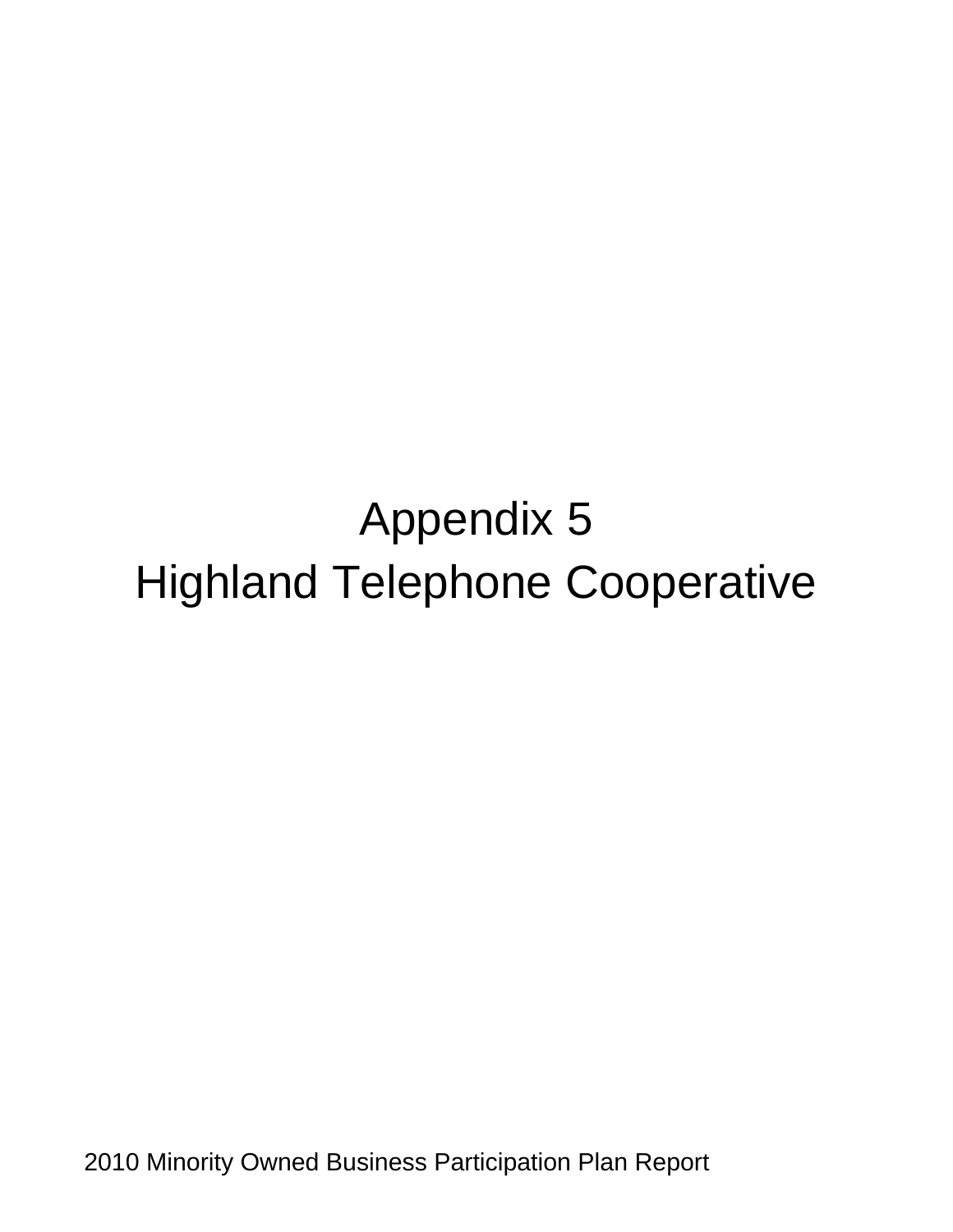# Appendix 5
# Highland Telephone Cooperative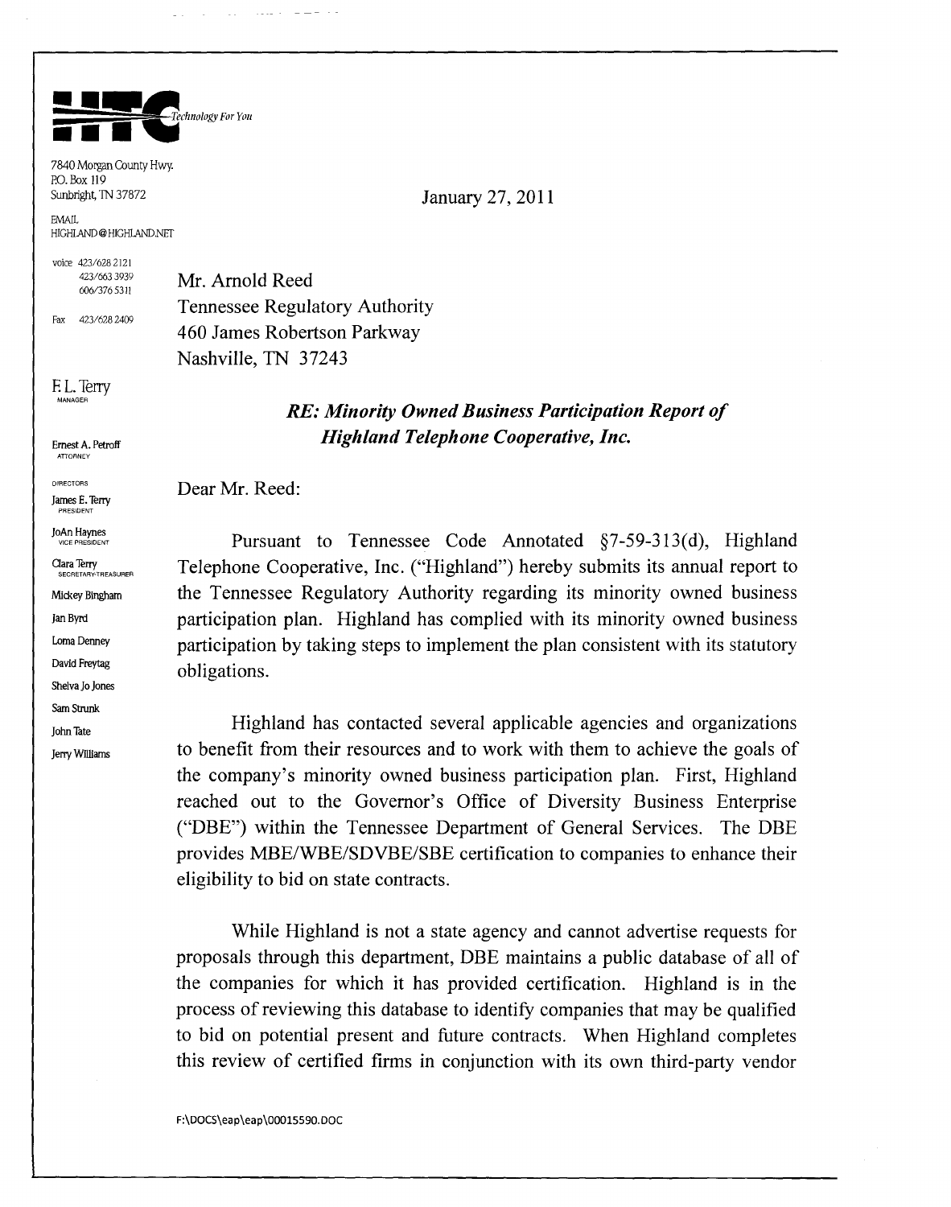HTC Technology For You

7840 Morgan County Hwy.
P.O. Box 119
Sunbright, TN 37872

EMAIL
HIGHLAND@HIGHLAND.NET

voice 423/628 2121
423/663 3939
606/376 5311

Fax 423/628 2409

F. L. Terry
MANAGER

Ernest A. Petroff
ATTORNEY

DIRECTORS
James E. Terry
PRESIDENT
JoAn Haynes
VICE PRESIDENT
Clara Terry
SECRETARY-TREASURER
Mickey Bingham
Jan Byrd
Loma Denney
David Freytag
Shelva Jo Jones
Sam Strunk
John Tate
Jerry Williams

January 27, 2011

Mr. Arnold Reed
Tennessee Regulatory Authority
460 James Robertson Parkway
Nashville, TN 37243

***RE: Minority Owned Business Participation Report of Highland Telephone Cooperative, Inc.***

Dear Mr. Reed:

Pursuant to Tennessee Code Annotated §7-59-313(d), Highland Telephone Cooperative, Inc. ("Highland") hereby submits its annual report to the Tennessee Regulatory Authority regarding its minority owned business participation plan. Highland has complied with its minority owned business participation by taking steps to implement the plan consistent with its statutory obligations.

Highland has contacted several applicable agencies and organizations to benefit from their resources and to work with them to achieve the goals of the company's minority owned business participation plan. First, Highland reached out to the Governor's Office of Diversity Business Enterprise ("DBE") within the Tennessee Department of General Services. The DBE provides MBE/WBE/SDVBE/SBE certification to companies to enhance their eligibility to bid on state contracts.

While Highland is not a state agency and cannot advertise requests for proposals through this department, DBE maintains a public database of all of the companies for which it has provided certification. Highland is in the process of reviewing this database to identify companies that may be qualified to bid on potential present and future contracts. When Highland completes this review of certified firms in conjunction with its own third-party vendor

F:\DOCS\eap\eap\00015590.DOC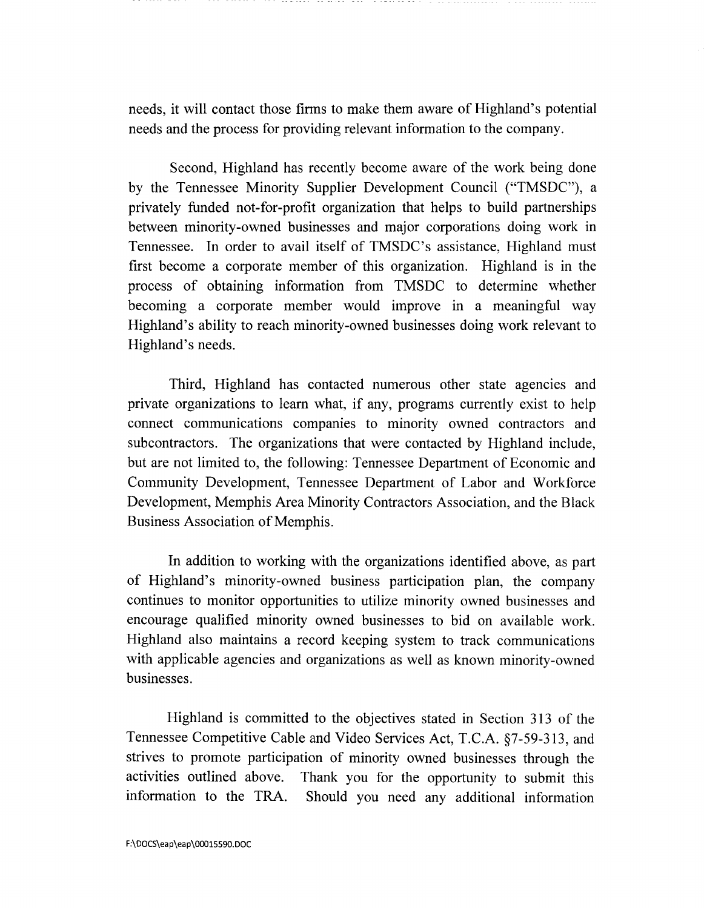needs, it will contact those firms to make them aware of Highland's potential needs and the process for providing relevant information to the company.

Second, Highland has recently become aware of the work being done by the Tennessee Minority Supplier Development Council ("TMSDC"), a privately funded not-for-profit organization that helps to build partnerships between minority-owned businesses and major corporations doing work in Tennessee. In order to avail itself of TMSDC's assistance, Highland must first become a corporate member of this organization. Highland is in the process of obtaining information from TMSDC to determine whether becoming a corporate member would improve in a meaningful way Highland's ability to reach minority-owned businesses doing work relevant to Highland's needs.

Third, Highland has contacted numerous other state agencies and private organizations to learn what, if any, programs currently exist to help connect communications companies to minority owned contractors and subcontractors. The organizations that were contacted by Highland include, but are not limited to, the following: Tennessee Department of Economic and Community Development, Tennessee Department of Labor and Workforce Development, Memphis Area Minority Contractors Association, and the Black Business Association of Memphis.

In addition to working with the organizations identified above, as part of Highland's minority-owned business participation plan, the company continues to monitor opportunities to utilize minority owned businesses and encourage qualified minority owned businesses to bid on available work. Highland also maintains a record keeping system to track communications with applicable agencies and organizations as well as known minority-owned businesses.

Highland is committed to the objectives stated in Section 313 of the Tennessee Competitive Cable and Video Services Act, T.C.A. §7-59-313, and strives to promote participation of minority owned businesses through the activities outlined above. Thank you for the opportunity to submit this information to the TRA. Should you need any additional information

F:\DOCS\eap\eap\00015590.DOC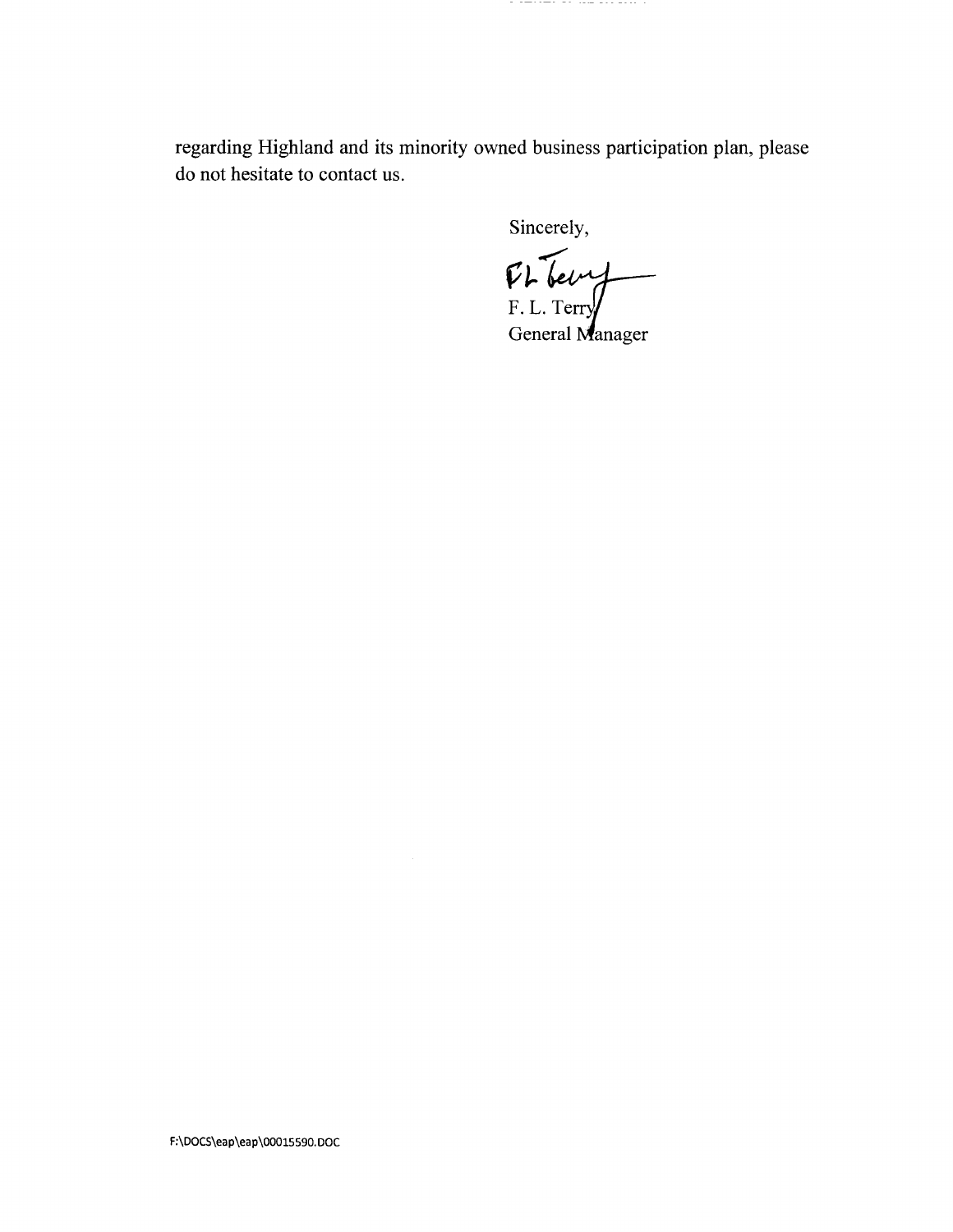regarding Highland and its minority owned business participation plan, please do not hesitate to contact us.

Sincerely,

F. L. Terry
General Manager

F:\DOCS\eap\eap\00015590.DOC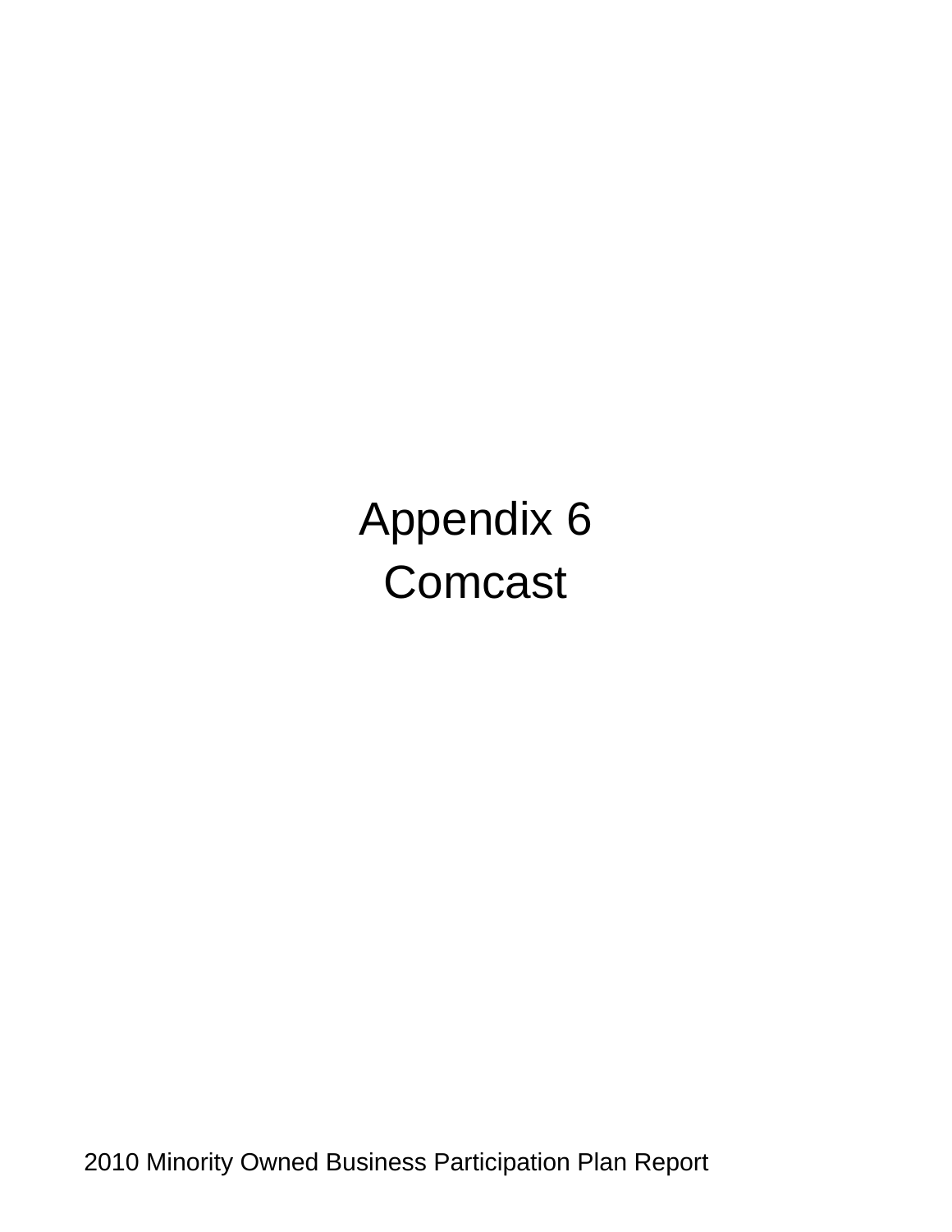# Appendix 6
# Comcast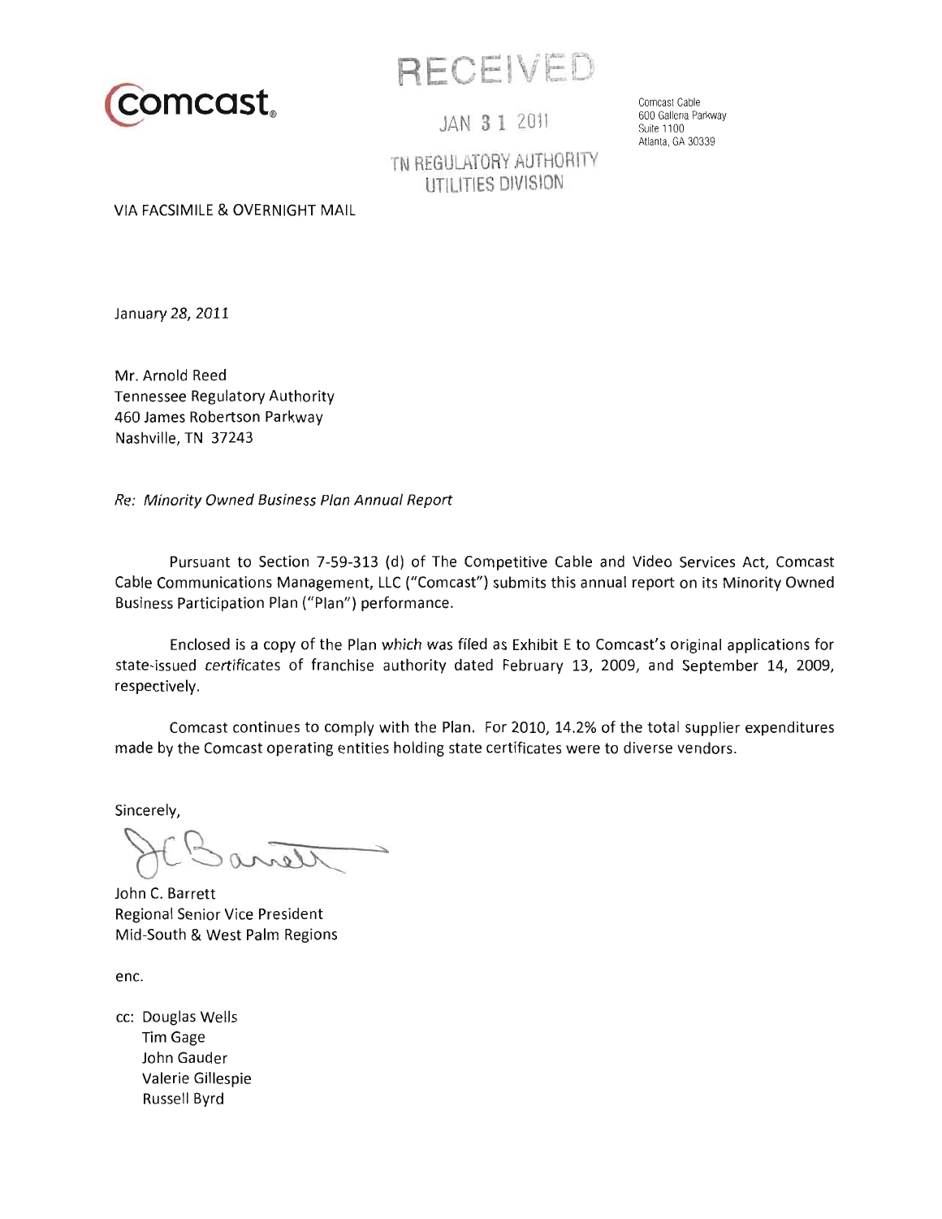comcast

RECEIVED

JAN 31 2011

TN REGULATORY AUTHORITY
UTILITIES DIVISION

Comcast Cable
600 Galleria Parkway
Suite 1100
Atlanta, GA 30339

VIA FACSIMILE & OVERNIGHT MAIL

January 28, 2011

Mr. Arnold Reed
Tennessee Regulatory Authority
460 James Robertson Parkway
Nashville, TN 37243

*Re: Minority Owned Business Plan Annual Report*

Pursuant to Section 7-59-313 (d) of The Competitive Cable and Video Services Act, Comcast Cable Communications Management, LLC ("Comcast") submits this annual report on its Minority Owned Business Participation Plan ("Plan") performance.

Enclosed is a copy of the Plan which was filed as Exhibit E to Comcast's original applications for state-issued certificates of franchise authority dated February 13, 2009, and September 14, 2009, respectively.

Comcast continues to comply with the Plan. For 2010, 14.2% of the total supplier expenditures made by the Comcast operating entities holding state certificates were to diverse vendors.

Sincerely,

John C. Barrett
Regional Senior Vice President
Mid-South & West Palm Regions

enc.

cc: Douglas Wells
Tim Gage
John Gauder
Valerie Gillespie
Russell Byrd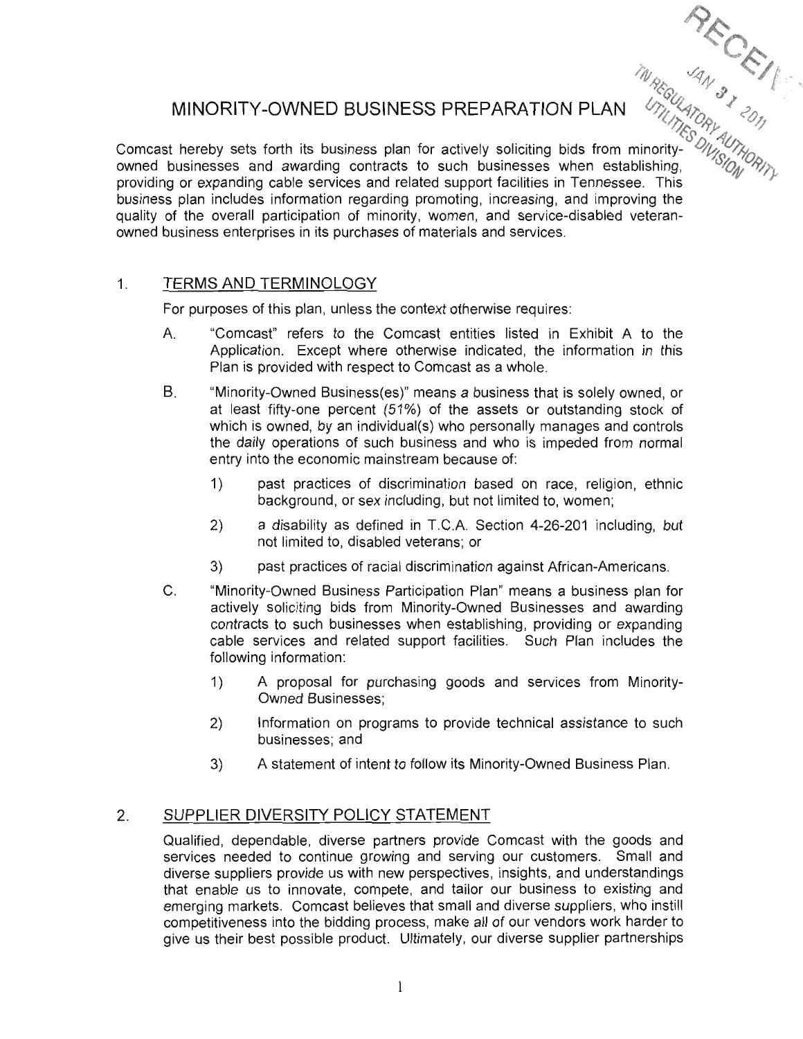# MINORITY-OWNED BUSINESS PREPARATION PLAN

Comcast hereby sets forth its business plan for actively soliciting bids from minority-owned businesses and awarding contracts to such businesses when establishing, providing or expanding cable services and related support facilities in Tennessee. This business plan includes information regarding promoting, increasing, and improving the quality of the overall participation of minority, women, and service-disabled veteran-owned business enterprises in its purchases of materials and services.

## 1. TERMS AND TERMINOLOGY

For purposes of this plan, unless the context otherwise requires:

A. "Comcast" refers to the Comcast entities listed in Exhibit A to the Application. Except where otherwise indicated, the information in this Plan is provided with respect to Comcast as a whole.

B. "Minority-Owned Business(es)" means a business that is solely owned, or at least fifty-one percent (51%) of the assets or outstanding stock of which is owned, by an individual(s) who personally manages and controls the daily operations of such business and who is impeded from normal entry into the economic mainstream because of:

   1) past practices of discrimination based on race, religion, ethnic background, or sex including, but not limited to, women;

   2) a disability as defined in T.C.A. Section 4-26-201 including, but not limited to, disabled veterans; or

   3) past practices of racial discrimination against African-Americans.

C. "Minority-Owned Business Participation Plan" means a business plan for actively soliciting bids from Minority-Owned Businesses and awarding contracts to such businesses when establishing, providing or expanding cable services and related support facilities. Such Plan includes the following information:

   1) A proposal for purchasing goods and services from Minority-Owned Businesses;

   2) Information on programs to provide technical assistance to such businesses; and

   3) A statement of intent to follow its Minority-Owned Business Plan.

## 2. SUPPLIER DIVERSITY POLICY STATEMENT

Qualified, dependable, diverse partners provide Comcast with the goods and services needed to continue growing and serving our customers. Small and diverse suppliers provide us with new perspectives, insights, and understandings that enable us to innovate, compete, and tailor our business to existing and emerging markets. Comcast believes that small and diverse suppliers, who instill competitiveness into the bidding process, make all of our vendors work harder to give us their best possible product. Ultimately, our diverse supplier partnerships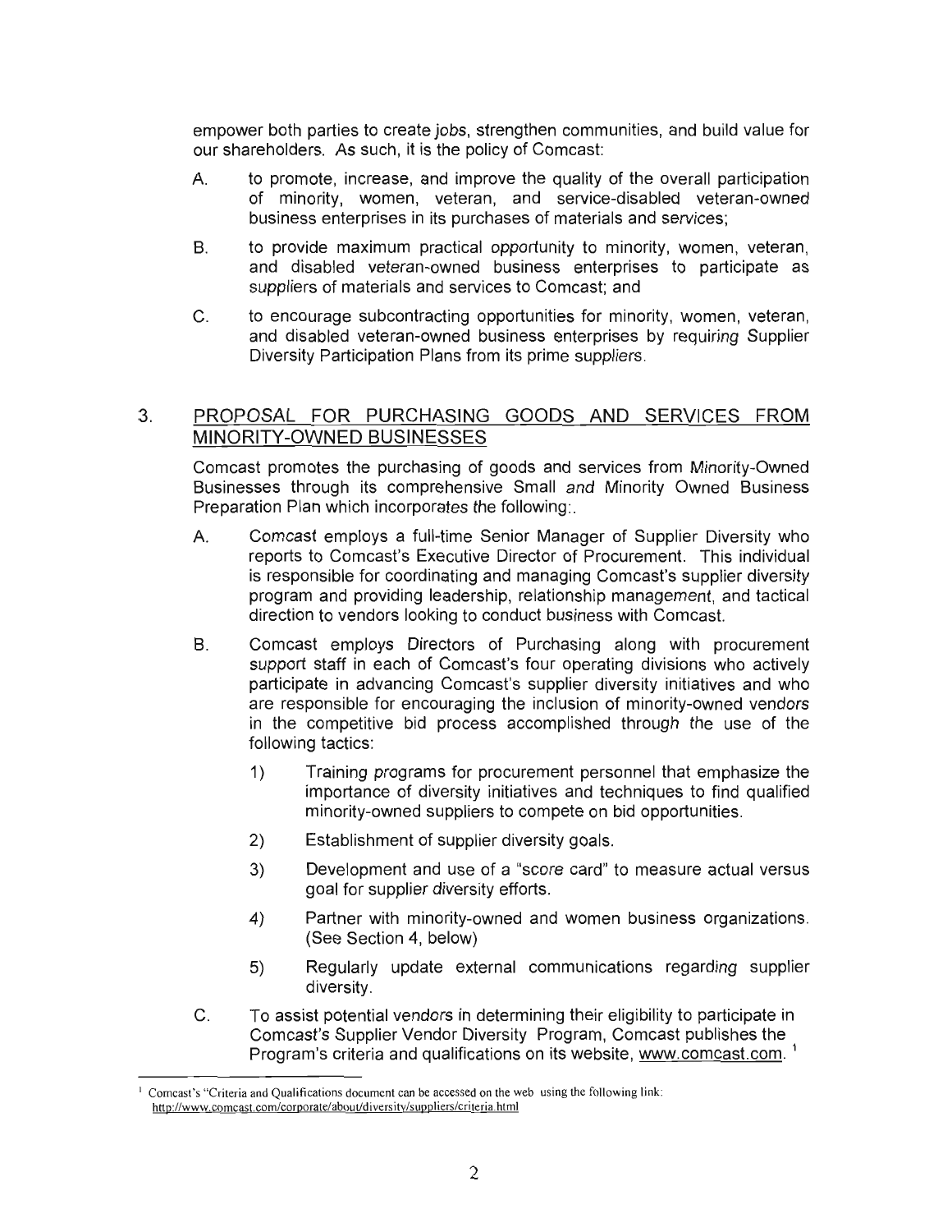empower both parties to create jobs, strengthen communities, and build value for our shareholders. As such, it is the policy of Comcast:

A. to promote, increase, and improve the quality of the overall participation of minority, women, veteran, and service-disabled veteran-owned business enterprises in its purchases of materials and services;

B. to provide maximum practical opportunity to minority, women, veteran, and disabled veteran-owned business enterprises to participate as suppliers of materials and services to Comcast; and

C. to encourage subcontracting opportunities for minority, women, veteran, and disabled veteran-owned business enterprises by requiring Supplier Diversity Participation Plans from its prime suppliers.

## 3. PROPOSAL FOR PURCHASING GOODS AND SERVICES FROM MINORITY-OWNED BUSINESSES

Comcast promotes the purchasing of goods and services from Minority-Owned Businesses through its comprehensive Small and Minority Owned Business Preparation Plan which incorporates the following:.

A. Comcast employs a full-time Senior Manager of Supplier Diversity who reports to Comcast's Executive Director of Procurement. This individual is responsible for coordinating and managing Comcast's supplier diversity program and providing leadership, relationship management, and tactical direction to vendors looking to conduct business with Comcast.

B. Comcast employs Directors of Purchasing along with procurement support staff in each of Comcast's four operating divisions who actively participate in advancing Comcast's supplier diversity initiatives and who are responsible for encouraging the inclusion of minority-owned vendors in the competitive bid process accomplished through the use of the following tactics:

   1) Training programs for procurement personnel that emphasize the importance of diversity initiatives and techniques to find qualified minority-owned suppliers to compete on bid opportunities.

   2) Establishment of supplier diversity goals.

   3) Development and use of a "score card" to measure actual versus goal for supplier diversity efforts.

   4) Partner with minority-owned and women business organizations. (See Section 4, below)

   5) Regularly update external communications regarding supplier diversity.

C. To assist potential vendors in determining their eligibility to participate in Comcast's Supplier Vendor Diversity Program, Comcast publishes the Program's criteria and qualifications on its website, www.comcast.com. [1]

---

[1] Comcast's "Criteria and Qualifications document can be accessed on the web using the following link: http://www.comcast.com/corporate/about/diversity/suppliers/criteria.html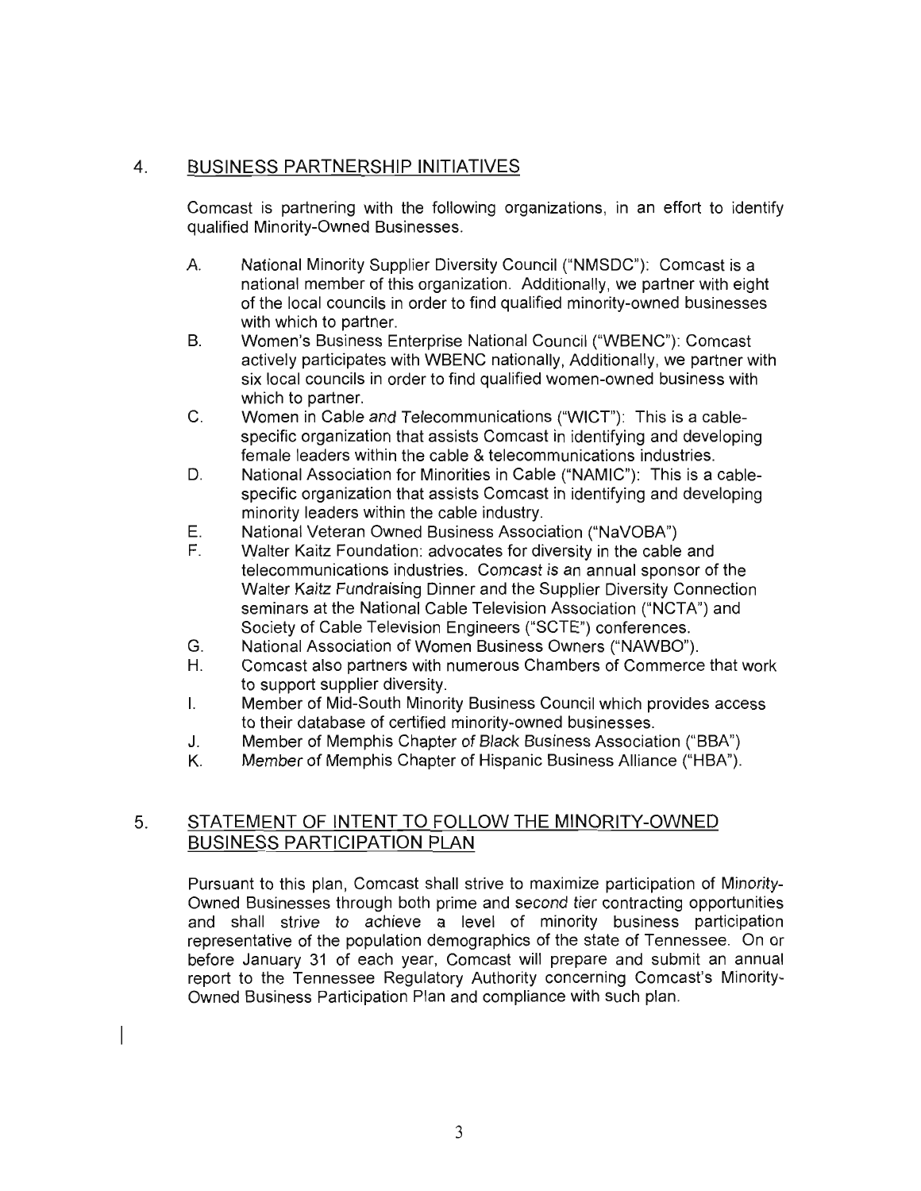## 4. BUSINESS PARTNERSHIP INITIATIVES

Comcast is partnering with the following organizations, in an effort to identify qualified Minority-Owned Businesses.

A. National Minority Supplier Diversity Council ("NMSDC"): Comcast is a national member of this organization. Additionally, we partner with eight of the local councils in order to find qualified minority-owned businesses with which to partner.

B. Women's Business Enterprise National Council ("WBENC"): Comcast actively participates with WBENC nationally, Additionally, we partner with six local councils in order to find qualified women-owned business with which to partner.

C. Women in Cable and Telecommunications ("WICT"): This is a cable-specific organization that assists Comcast in identifying and developing female leaders within the cable & telecommunications industries.

D. National Association for Minorities in Cable ("NAMIC"): This is a cable-specific organization that assists Comcast in identifying and developing minority leaders within the cable industry.

E. National Veteran Owned Business Association ("NaVOBA")

F. Walter Kaitz Foundation: advocates for diversity in the cable and telecommunications industries. Comcast is an annual sponsor of the Walter Kaitz Fundraising Dinner and the Supplier Diversity Connection seminars at the National Cable Television Association ("NCTA") and Society of Cable Television Engineers ("SCTE") conferences.

G. National Association of Women Business Owners ("NAWBO").

H. Comcast also partners with numerous Chambers of Commerce that work to support supplier diversity.

I. Member of Mid-South Minority Business Council which provides access to their database of certified minority-owned businesses.

J. Member of Memphis Chapter of Black Business Association ("BBA")

K. Member of Memphis Chapter of Hispanic Business Alliance ("HBA").

## 5. STATEMENT OF INTENT TO FOLLOW THE MINORITY-OWNED BUSINESS PARTICIPATION PLAN

Pursuant to this plan, Comcast shall strive to maximize participation of Minority-Owned Businesses through both prime and second tier contracting opportunities and shall strive to achieve a level of minority business participation representative of the population demographics of the state of Tennessee. On or before January 31 of each year, Comcast will prepare and submit an annual report to the Tennessee Regulatory Authority concerning Comcast's Minority-Owned Business Participation Plan and compliance with such plan.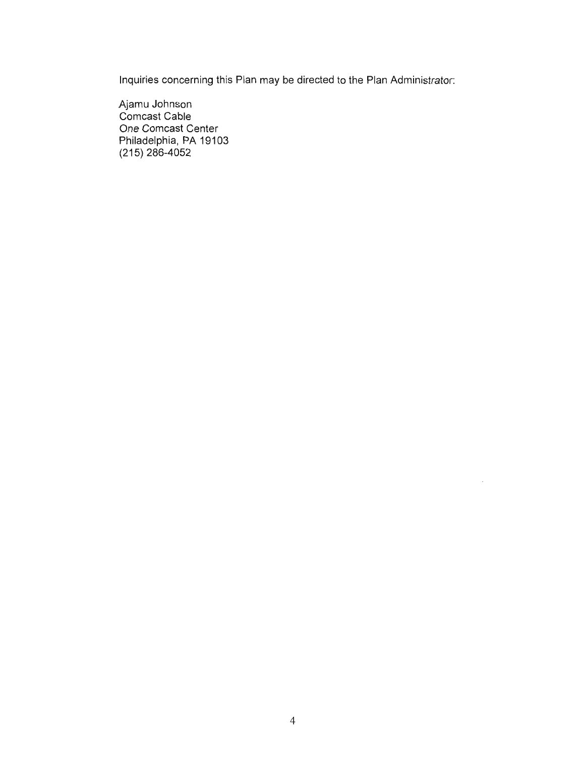Inquiries concerning this Plan may be directed to the Plan Administrator:

Ajamu Johnson  
Comcast Cable  
One Comcast Center  
Philadelphia, PA 19103  
(215) 286-4052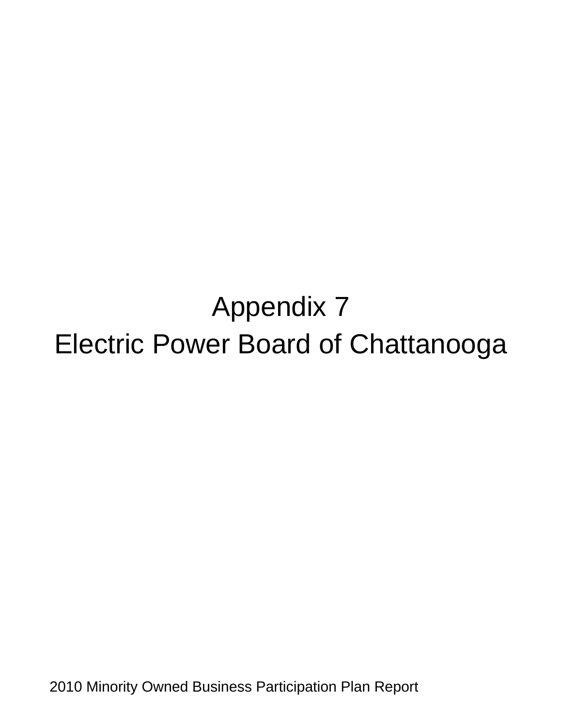# Appendix 7
# Electric Power Board of Chattanooga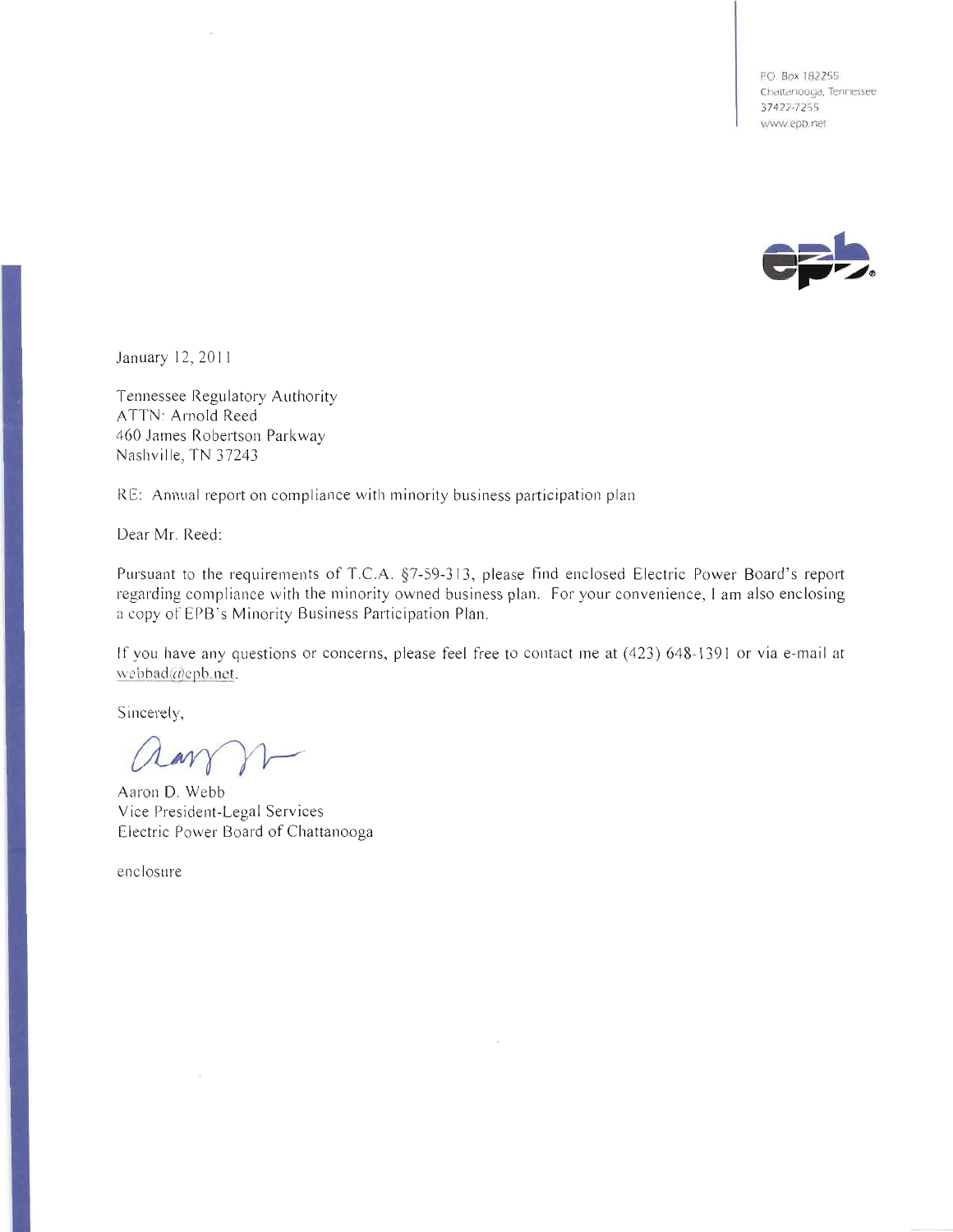P.O. Box 182255
Chattanooga, Tennessee
37422-7255
www.epb.net

January 12, 2011

Tennessee Regulatory Authority
ATTN: Arnold Reed
460 James Robertson Parkway
Nashville, TN 37243

RE: Annual report on compliance with minority business participation plan

Dear Mr. Reed:

Pursuant to the requirements of T.C.A. §7-59-313, please find enclosed Electric Power Board's report regarding compliance with the minority owned business plan. For your convenience, I am also enclosing a copy of EPB's Minority Business Participation Plan.

If you have any questions or concerns, please feel free to contact me at (423) 648-1391 or via e-mail at webbad@epb.net.

Sincerely,

Aaron D. Webb
Vice President-Legal Services
Electric Power Board of Chattanooga

enclosure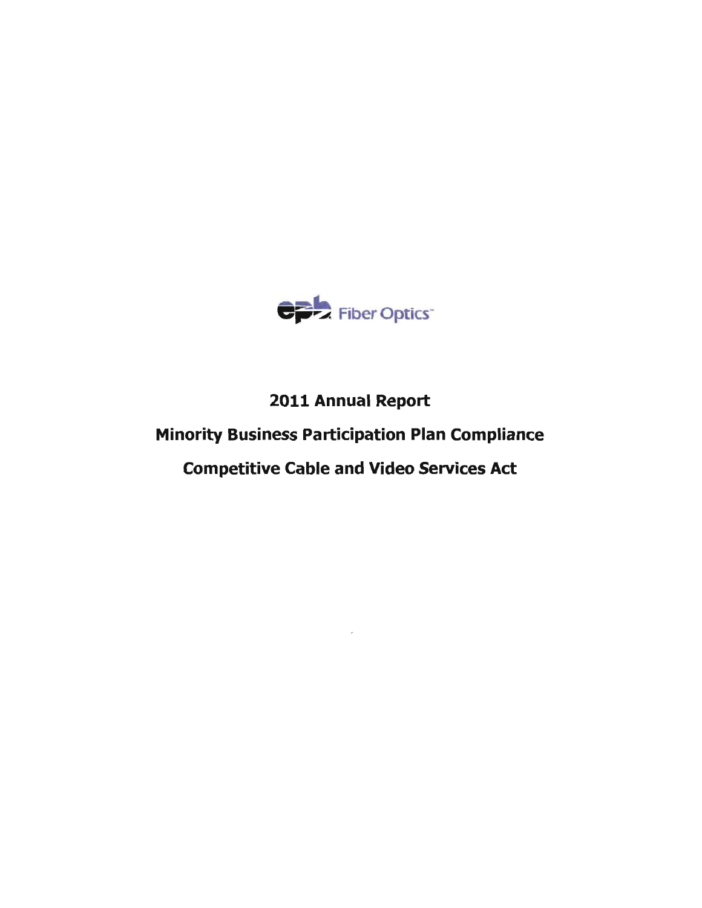epb Fiber Optics™

# 2011 Annual Report

# Minority Business Participation Plan Compliance

# Competitive Cable and Video Services Act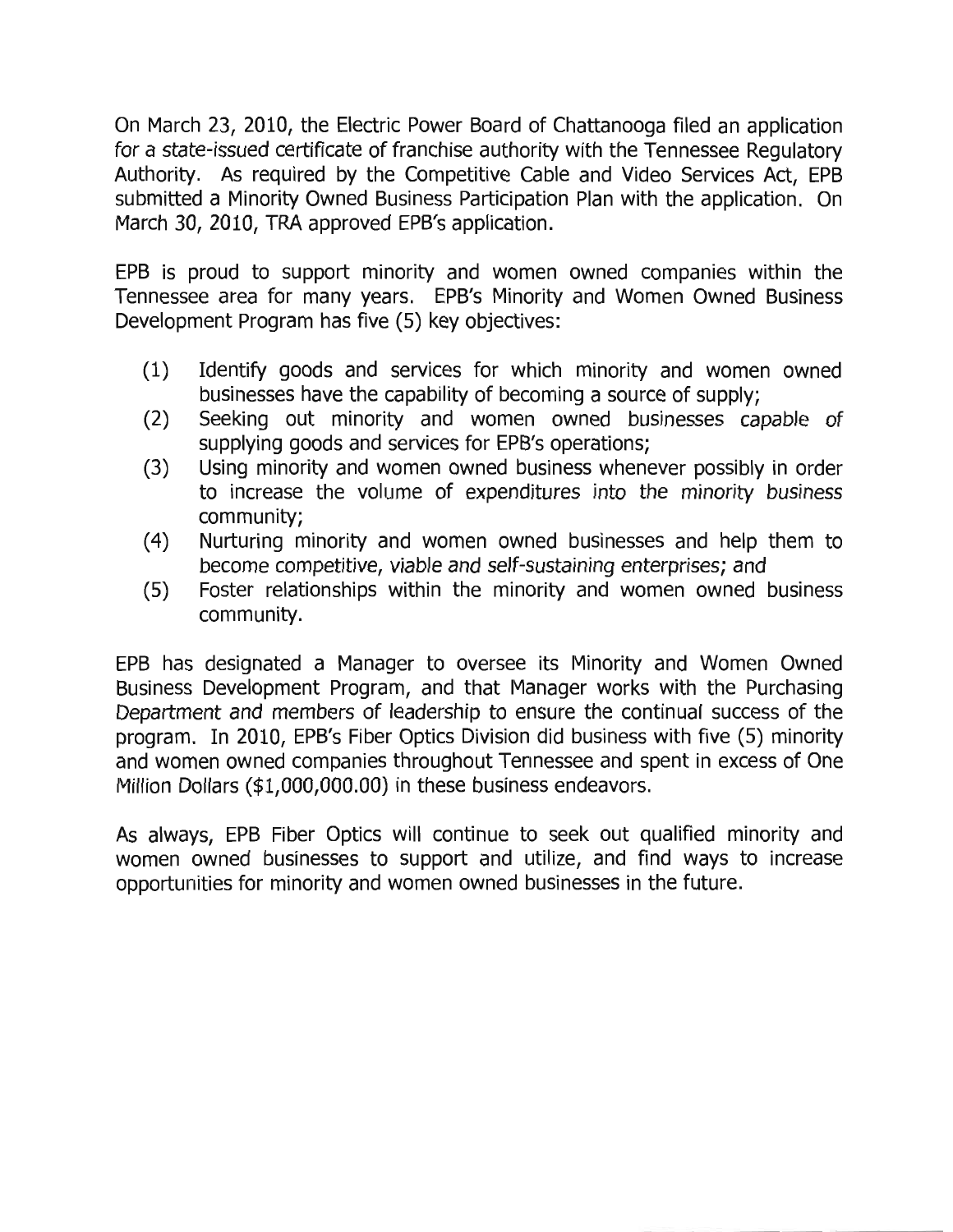On March 23, 2010, the Electric Power Board of Chattanooga filed an application for a state-issued certificate of franchise authority with the Tennessee Regulatory Authority. As required by the Competitive Cable and Video Services Act, EPB submitted a Minority Owned Business Participation Plan with the application. On March 30, 2010, TRA approved EPB's application.

EPB is proud to support minority and women owned companies within the Tennessee area for many years. EPB's Minority and Women Owned Business Development Program has five (5) key objectives:

(1) Identify goods and services for which minority and women owned businesses have the capability of becoming a source of supply;
(2) Seeking out minority and women owned businesses capable of supplying goods and services for EPB's operations;
(3) Using minority and women owned business whenever possibly in order to increase the volume of expenditures into the minority business community;
(4) Nurturing minority and women owned businesses and help them to become competitive, viable and self-sustaining enterprises; and
(5) Foster relationships within the minority and women owned business community.

EPB has designated a Manager to oversee its Minority and Women Owned Business Development Program, and that Manager works with the Purchasing Department and members of leadership to ensure the continual success of the program. In 2010, EPB's Fiber Optics Division did business with five (5) minority and women owned companies throughout Tennessee and spent in excess of One Million Dollars ($1,000,000.00) in these business endeavors.

As always, EPB Fiber Optics will continue to seek out qualified minority and women owned businesses to support and utilize, and find ways to increase opportunities for minority and women owned businesses in the future.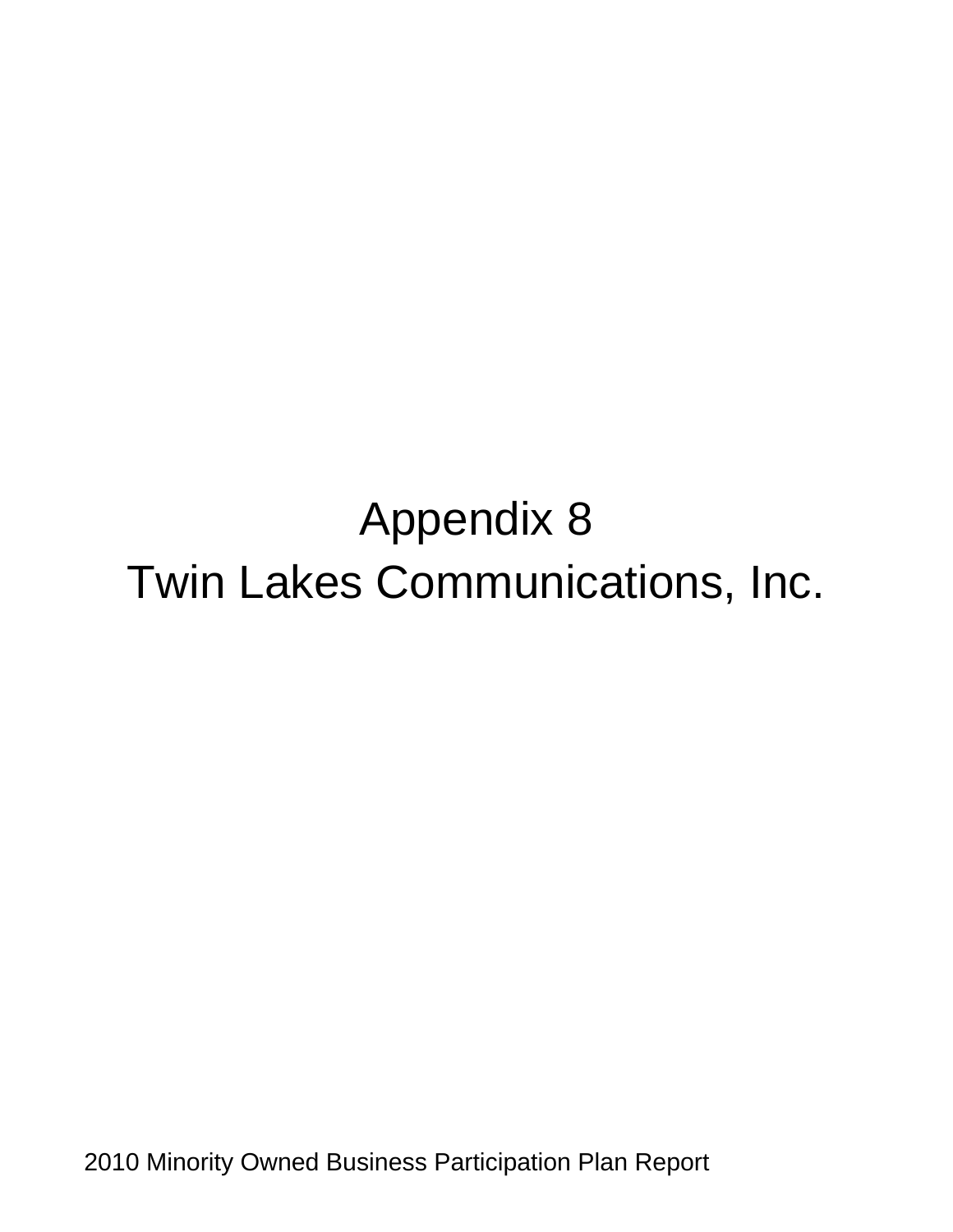# Appendix 8

# Twin Lakes Communications, Inc.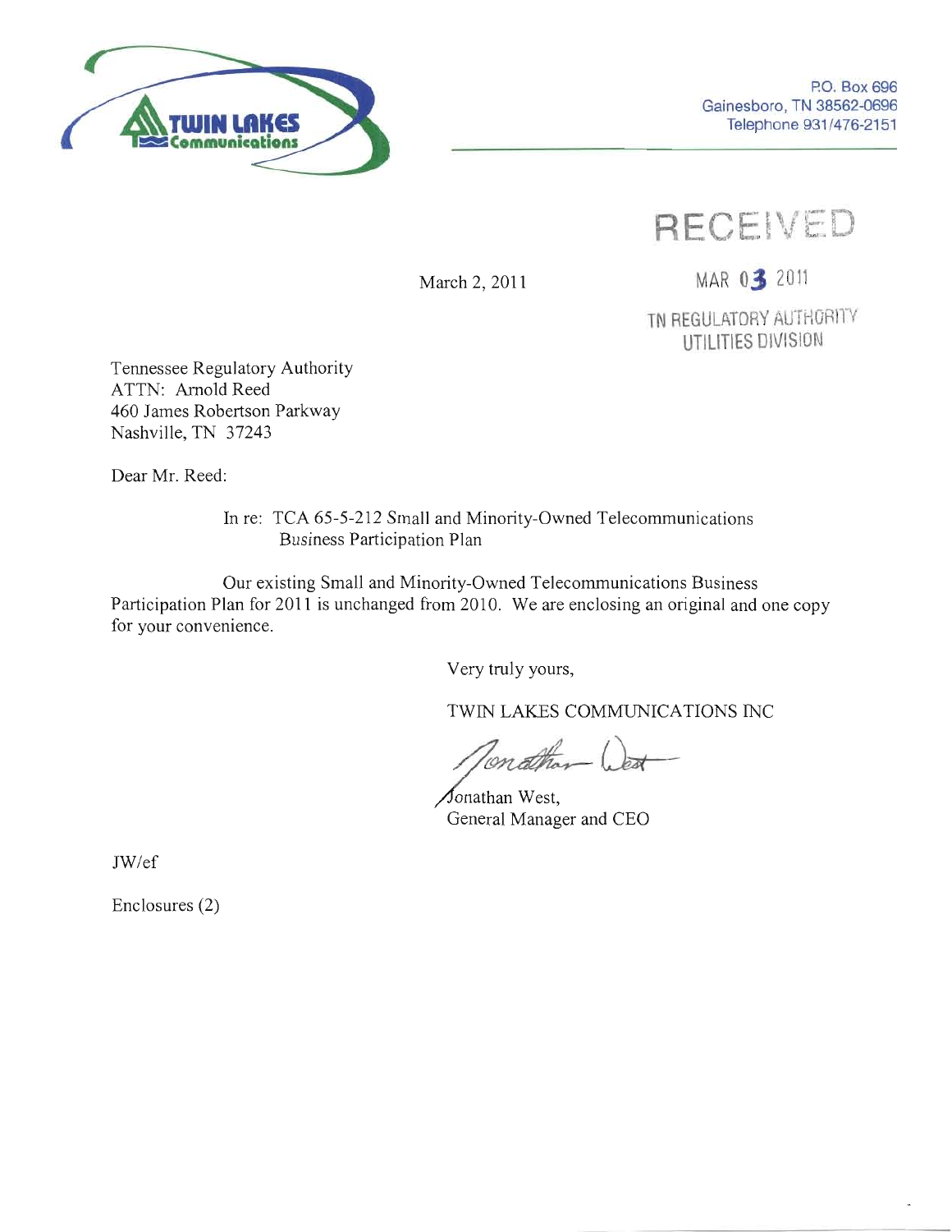TWIN LAKES Communications

P.O. Box 696
Gainesboro, TN 38562-0696
Telephone 931/476-2151

RECEIVED

MAR 03 2011

TN REGULATORY AUTHORITY
UTILITIES DIVISION

March 2, 2011

Tennessee Regulatory Authority
ATTN: Arnold Reed
460 James Robertson Parkway
Nashville, TN 37243

Dear Mr. Reed:

In re: TCA 65-5-212 Small and Minority-Owned Telecommunications Business Participation Plan

Our existing Small and Minority-Owned Telecommunications Business Participation Plan for 2011 is unchanged from 2010. We are enclosing an original and one copy for your convenience.

Very truly yours,

TWIN LAKES COMMUNICATIONS INC

Jonathan West,
General Manager and CEO

JW/ef

Enclosures (2)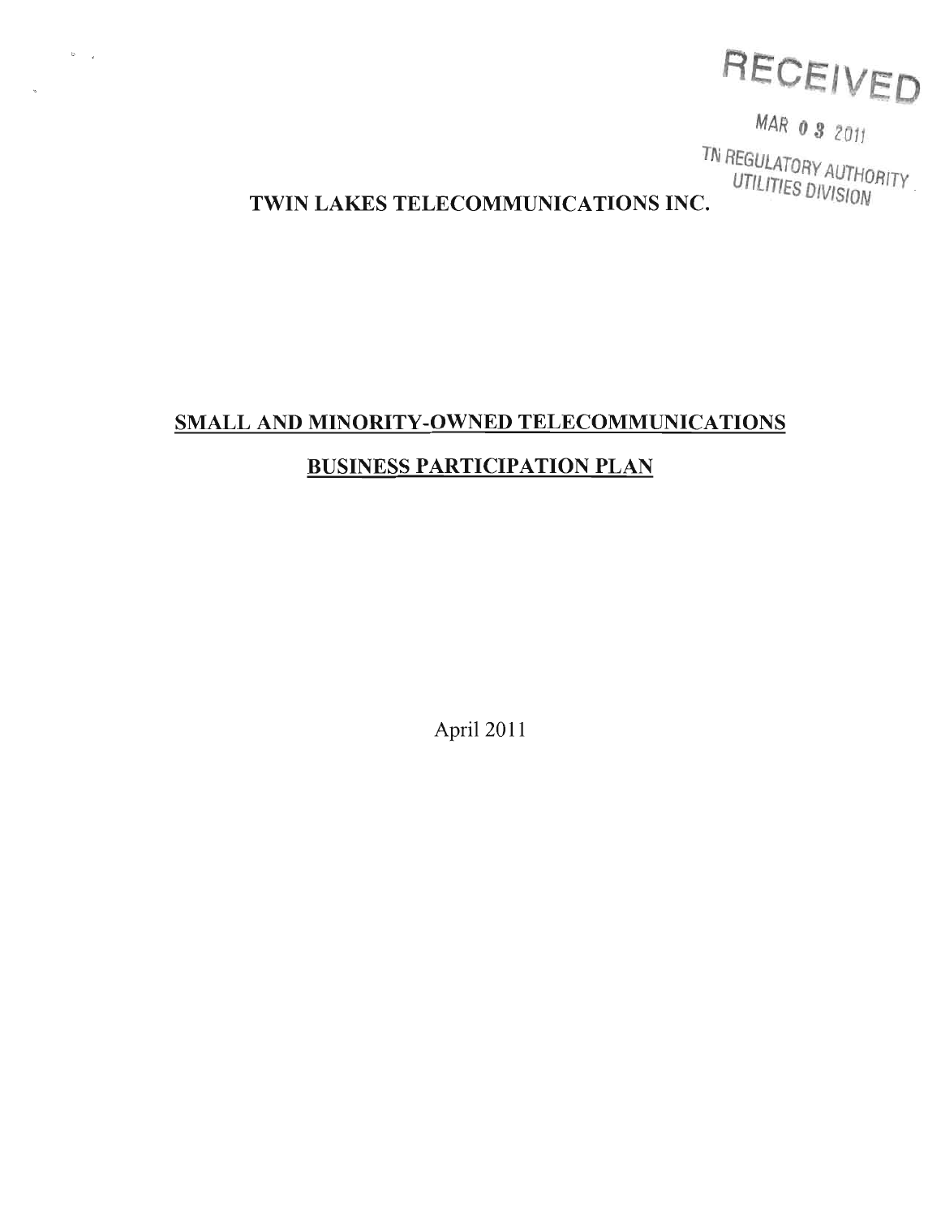RECEIVED

MAR 03 2011

TN REGULATORY AUTHORITY
UTILITIES DIVISION

**TWIN LAKES TELECOMMUNICATIONS INC.**

**SMALL AND MINORITY-OWNED TELECOMMUNICATIONS BUSINESS PARTICIPATION PLAN**

April 2011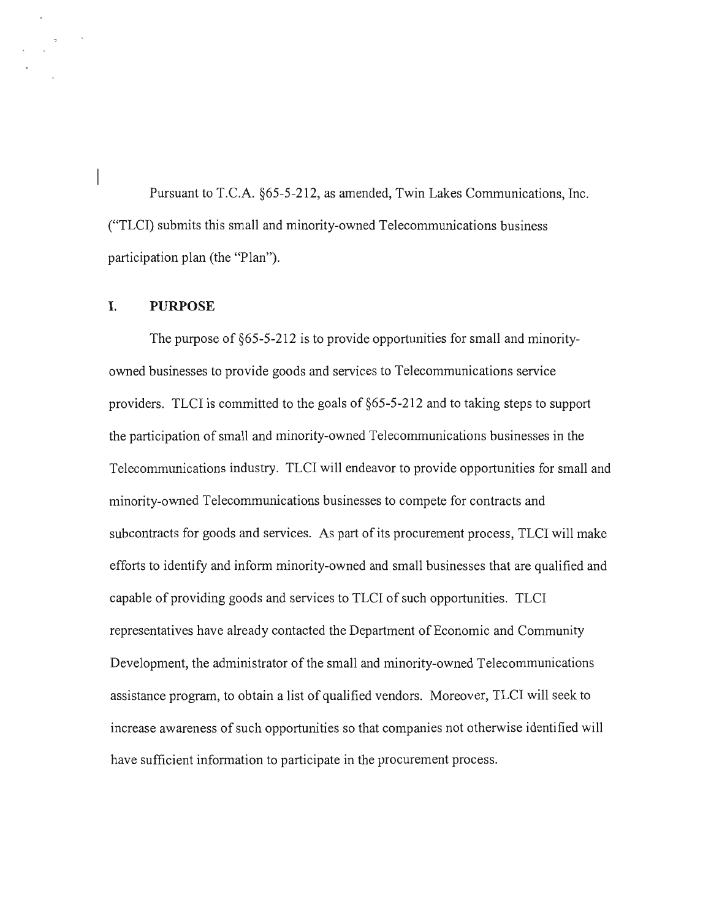Pursuant to T.C.A. §65-5-212, as amended, Twin Lakes Communications, Inc. ("TLCI) submits this small and minority-owned Telecommunications business participation plan (the "Plan").

## I. PURPOSE

The purpose of §65-5-212 is to provide opportunities for small and minority-owned businesses to provide goods and services to Telecommunications service providers. TLCI is committed to the goals of §65-5-212 and to taking steps to support the participation of small and minority-owned Telecommunications businesses in the Telecommunications industry. TLCI will endeavor to provide opportunities for small and minority-owned Telecommunications businesses to compete for contracts and subcontracts for goods and services. As part of its procurement process, TLCI will make efforts to identify and inform minority-owned and small businesses that are qualified and capable of providing goods and services to TLCI of such opportunities. TLCI representatives have already contacted the Department of Economic and Community Development, the administrator of the small and minority-owned Telecommunications assistance program, to obtain a list of qualified vendors. Moreover, TLCI will seek to increase awareness of such opportunities so that companies not otherwise identified will have sufficient information to participate in the procurement process.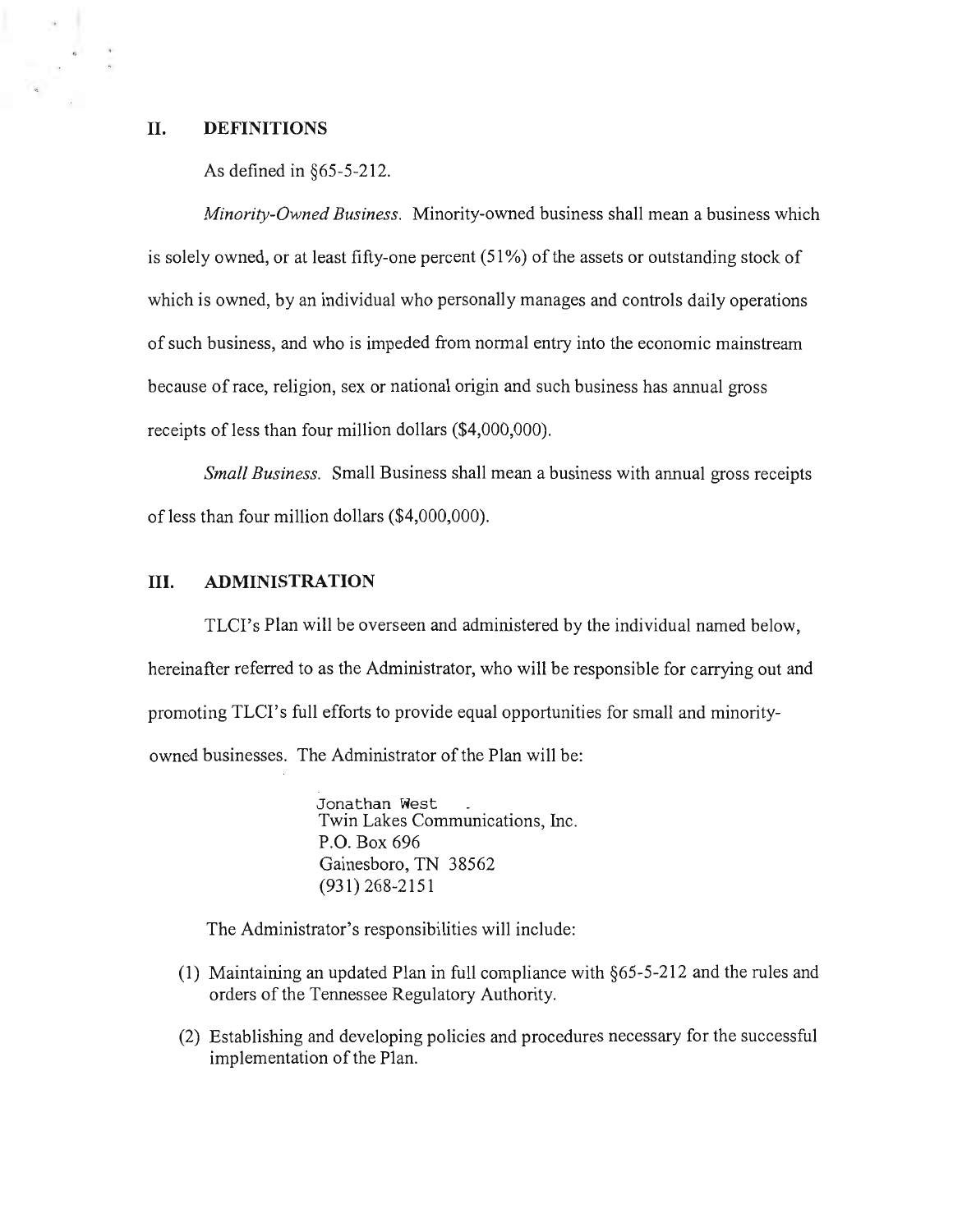## II. DEFINITIONS

As defined in §65-5-212.

*Minority-Owned Business.* Minority-owned business shall mean a business which is solely owned, or at least fifty-one percent (51%) of the assets or outstanding stock of which is owned, by an individual who personally manages and controls daily operations of such business, and who is impeded from normal entry into the economic mainstream because of race, religion, sex or national origin and such business has annual gross receipts of less than four million dollars ($4,000,000).

*Small Business.* Small Business shall mean a business with annual gross receipts of less than four million dollars ($4,000,000).

## III. ADMINISTRATION

TLCI's Plan will be overseen and administered by the individual named below, hereinafter referred to as the Administrator, who will be responsible for carrying out and promoting TLCI's full efforts to provide equal opportunities for small and minority-owned businesses. The Administrator of the Plan will be:

> Jonathan West
> Twin Lakes Communications, Inc.
> P.O. Box 696
> Gainesboro, TN 38562
> (931) 268-2151

The Administrator's responsibilities will include:

(1) Maintaining an updated Plan in full compliance with §65-5-212 and the rules and orders of the Tennessee Regulatory Authority.

(2) Establishing and developing policies and procedures necessary for the successful implementation of the Plan.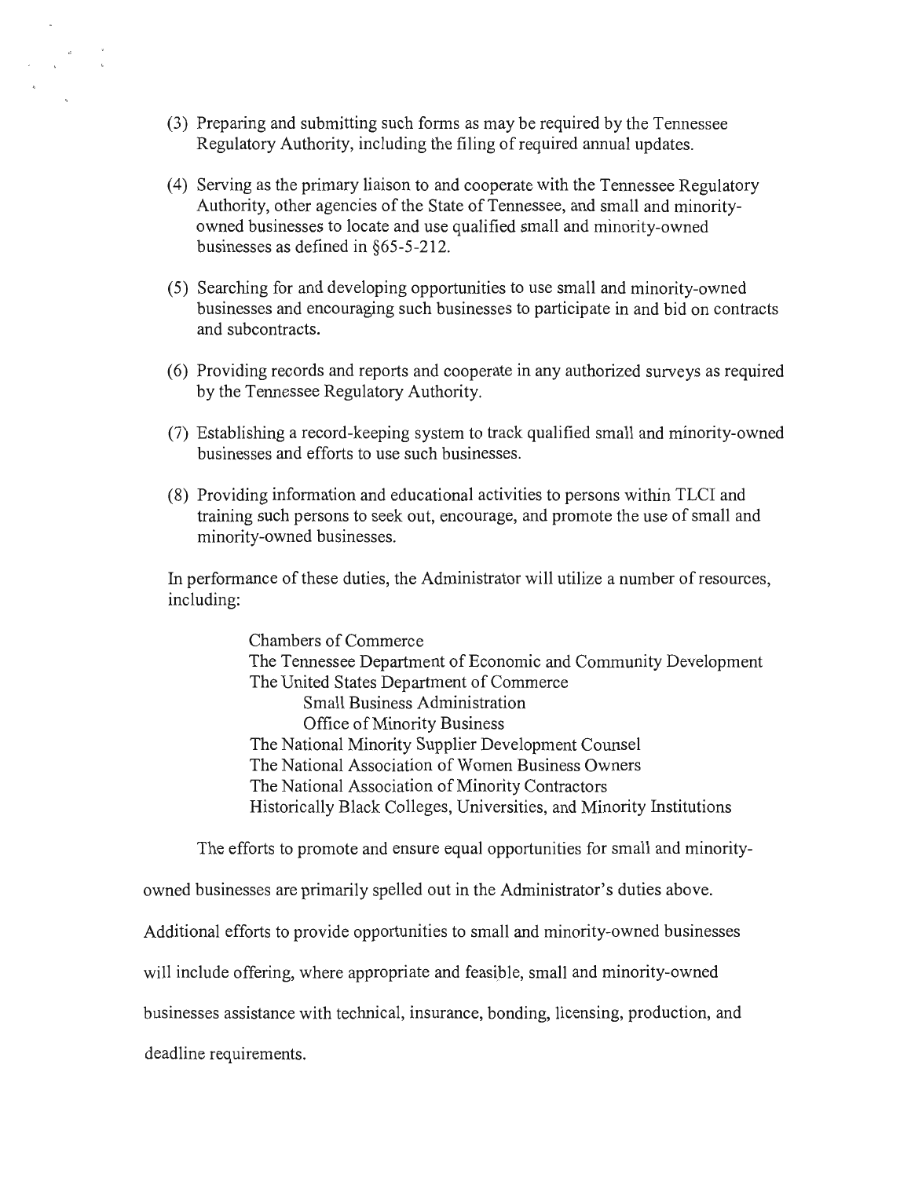(3) Preparing and submitting such forms as may be required by the Tennessee Regulatory Authority, including the filing of required annual updates.

(4) Serving as the primary liaison to and cooperate with the Tennessee Regulatory Authority, other agencies of the State of Tennessee, and small and minority-owned businesses to locate and use qualified small and minority-owned businesses as defined in §65-5-212.

(5) Searching for and developing opportunities to use small and minority-owned businesses and encouraging such businesses to participate in and bid on contracts and subcontracts.

(6) Providing records and reports and cooperate in any authorized surveys as required by the Tennessee Regulatory Authority.

(7) Establishing a record-keeping system to track qualified small and minority-owned businesses and efforts to use such businesses.

(8) Providing information and educational activities to persons within TLCI and training such persons to seek out, encourage, and promote the use of small and minority-owned businesses.

In performance of these duties, the Administrator will utilize a number of resources, including:

Chambers of Commerce
The Tennessee Department of Economic and Community Development
The United States Department of Commerce
- Small Business Administration
- Office of Minority Business

The National Minority Supplier Development Counsel
The National Association of Women Business Owners
The National Association of Minority Contractors
Historically Black Colleges, Universities, and Minority Institutions

The efforts to promote and ensure equal opportunities for small and minority-owned businesses are primarily spelled out in the Administrator's duties above. Additional efforts to provide opportunities to small and minority-owned businesses will include offering, where appropriate and feasible, small and minority-owned businesses assistance with technical, insurance, bonding, licensing, production, and deadline requirements.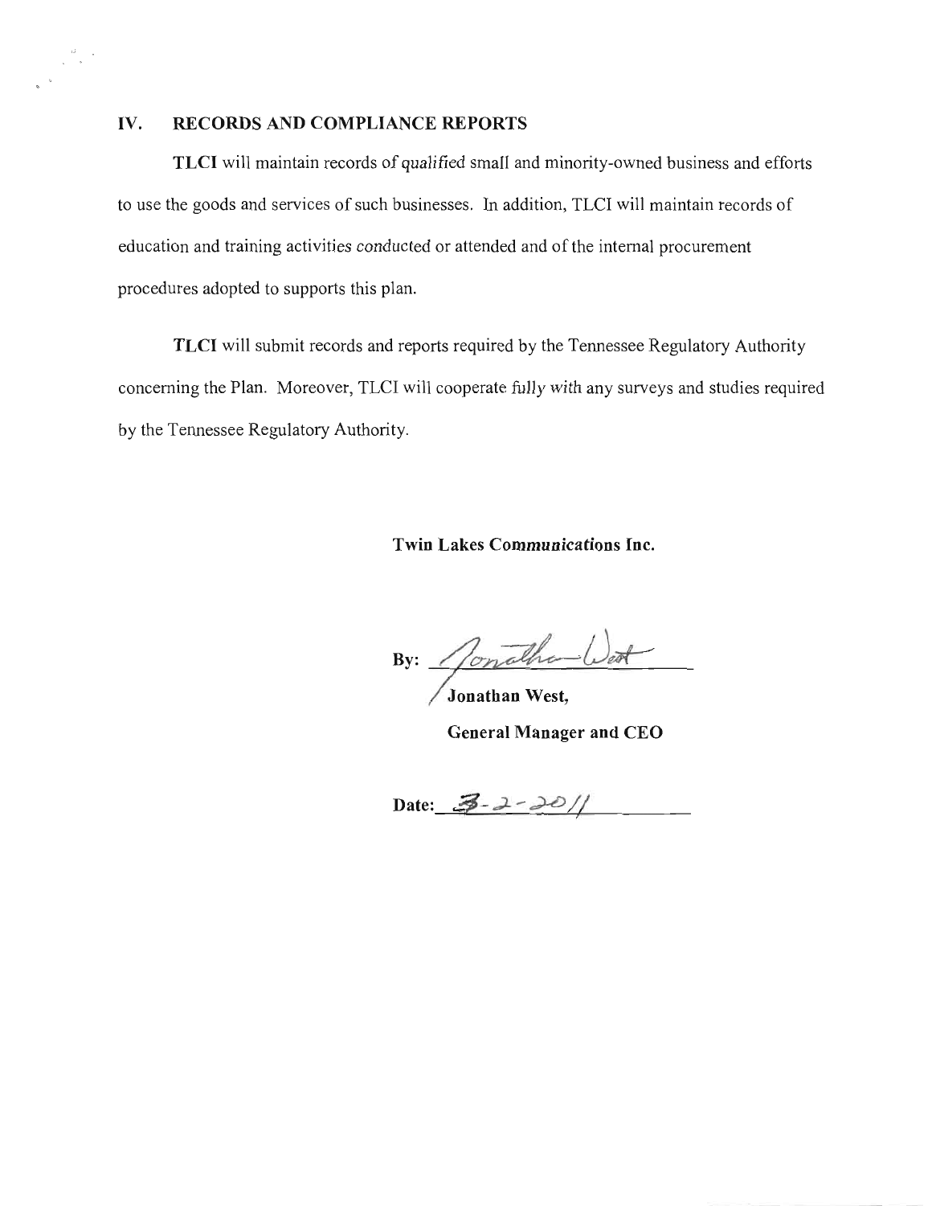## IV. RECORDS AND COMPLIANCE REPORTS

**TLCI** will maintain records of qualified small and minority-owned business and efforts to use the goods and services of such businesses. In addition, TLCI will maintain records of education and training activities conducted or attended and of the internal procurement procedures adopted to supports this plan.

**TLCI** will submit records and reports required by the Tennessee Regulatory Authority concerning the Plan. Moreover, TLCI will cooperate fully with any surveys and studies required by the Tennessee Regulatory Authority.

**Twin Lakes Communications Inc.**

**By:** Jonathan West

**Jonathan West,**

**General Manager and CEO**

**Date:** 3-2-2011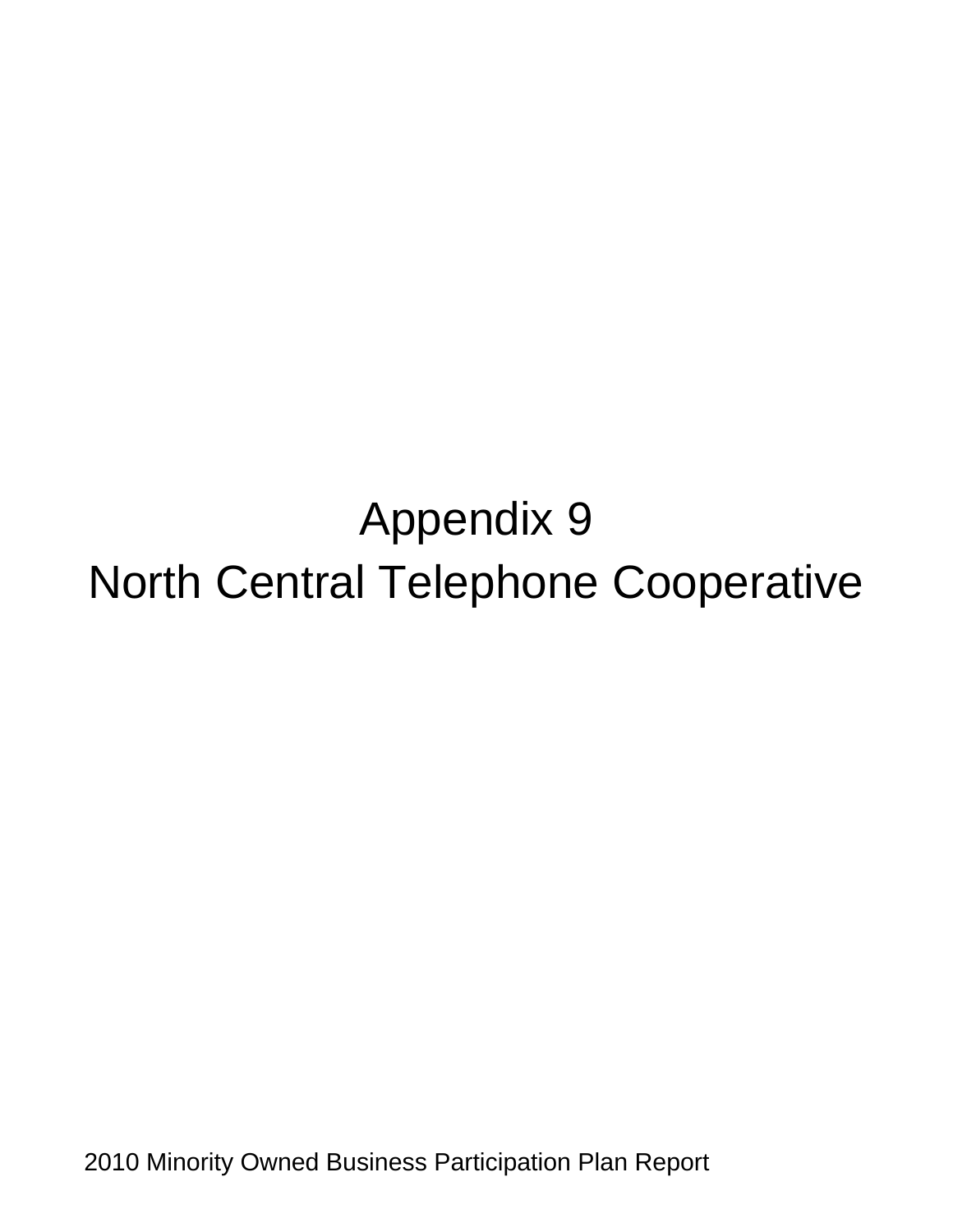# Appendix 9

# North Central Telephone Cooperative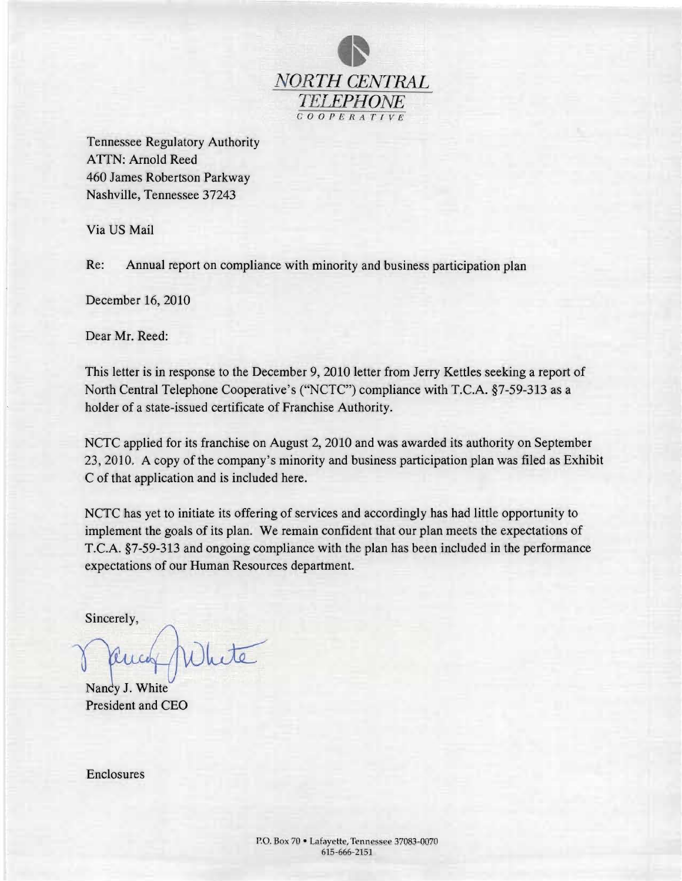NORTH CENTRAL TELEPHONE COOPERATIVE

Tennessee Regulatory Authority
ATTN: Arnold Reed
460 James Robertson Parkway
Nashville, Tennessee 37243

Via US Mail

Re: Annual report on compliance with minority and business participation plan

December 16, 2010

Dear Mr. Reed:

This letter is in response to the December 9, 2010 letter from Jerry Kettles seeking a report of North Central Telephone Cooperative's ("NCTC") compliance with T.C.A. §7-59-313 as a holder of a state-issued certificate of Franchise Authority.

NCTC applied for its franchise on August 2, 2010 and was awarded its authority on September 23, 2010. A copy of the company's minority and business participation plan was filed as Exhibit C of that application and is included here.

NCTC has yet to initiate its offering of services and accordingly has had little opportunity to implement the goals of its plan. We remain confident that our plan meets the expectations of T.C.A. §7-59-313 and ongoing compliance with the plan has been included in the performance expectations of our Human Resources department.

Sincerely,

Nancy J. White
President and CEO

Enclosures

P.O. Box 70 • Lafayette, Tennessee 37083-0070
615-666-2151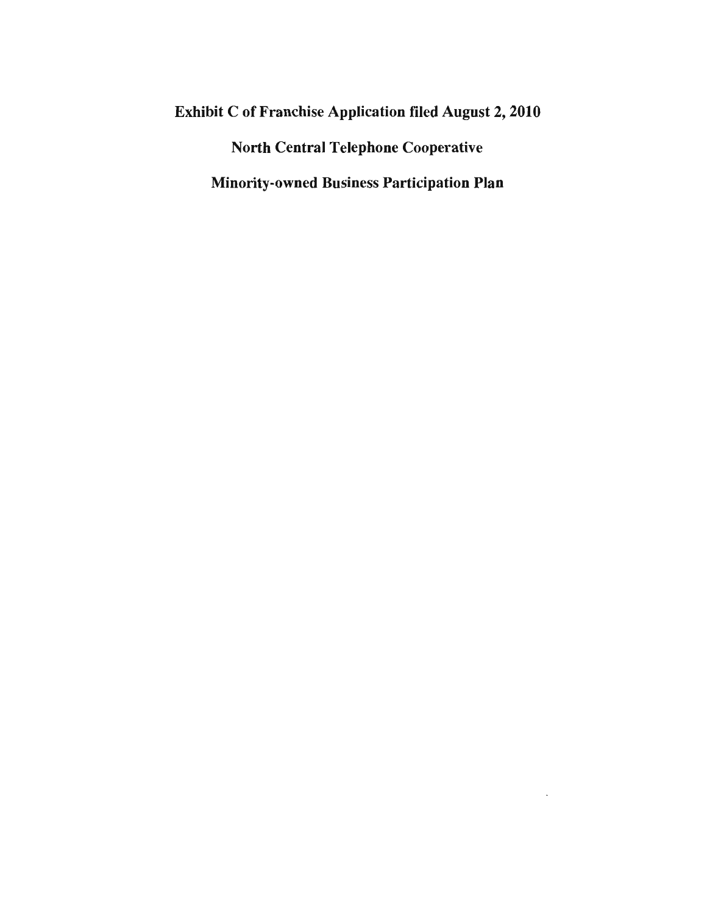# Exhibit C of Franchise Application filed August 2, 2010

# North Central Telephone Cooperative

# Minority-owned Business Participation Plan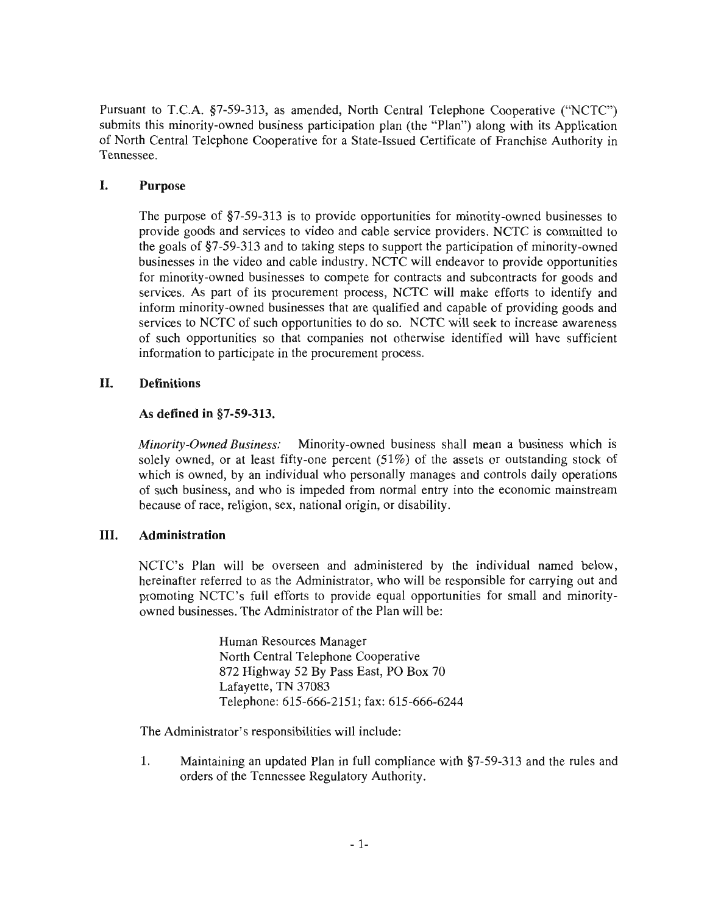Pursuant to T.C.A. §7-59-313, as amended, North Central Telephone Cooperative ("NCTC") submits this minority-owned business participation plan (the "Plan") along with its Application of North Central Telephone Cooperative for a State-Issued Certificate of Franchise Authority in Tennessee.

## I. Purpose

The purpose of §7-59-313 is to provide opportunities for minority-owned businesses to provide goods and services to video and cable service providers. NCTC is committed to the goals of §7-59-313 and to taking steps to support the participation of minority-owned businesses in the video and cable industry. NCTC will endeavor to provide opportunities for minority-owned businesses to compete for contracts and subcontracts for goods and services. As part of its procurement process, NCTC will make efforts to identify and inform minority-owned businesses that are qualified and capable of providing goods and services to NCTC of such opportunities to do so. NCTC will seek to increase awareness of such opportunities so that companies not otherwise identified will have sufficient information to participate in the procurement process.

## II. Definitions

**As defined in §7-59-313.**

*Minority-Owned Business:* Minority-owned business shall mean a business which is solely owned, or at least fifty-one percent (51%) of the assets or outstanding stock of which is owned, by an individual who personally manages and controls daily operations of such business, and who is impeded from normal entry into the economic mainstream because of race, religion, sex, national origin, or disability.

## III. Administration

NCTC's Plan will be overseen and administered by the individual named below, hereinafter referred to as the Administrator, who will be responsible for carrying out and promoting NCTC's full efforts to provide equal opportunities for small and minority-owned businesses. The Administrator of the Plan will be:

Human Resources Manager
North Central Telephone Cooperative
872 Highway 52 By Pass East, PO Box 70
Lafayette, TN 37083
Telephone: 615-666-2151; fax: 615-666-6244

The Administrator's responsibilities will include:

1. Maintaining an updated Plan in full compliance with §7-59-313 and the rules and orders of the Tennessee Regulatory Authority.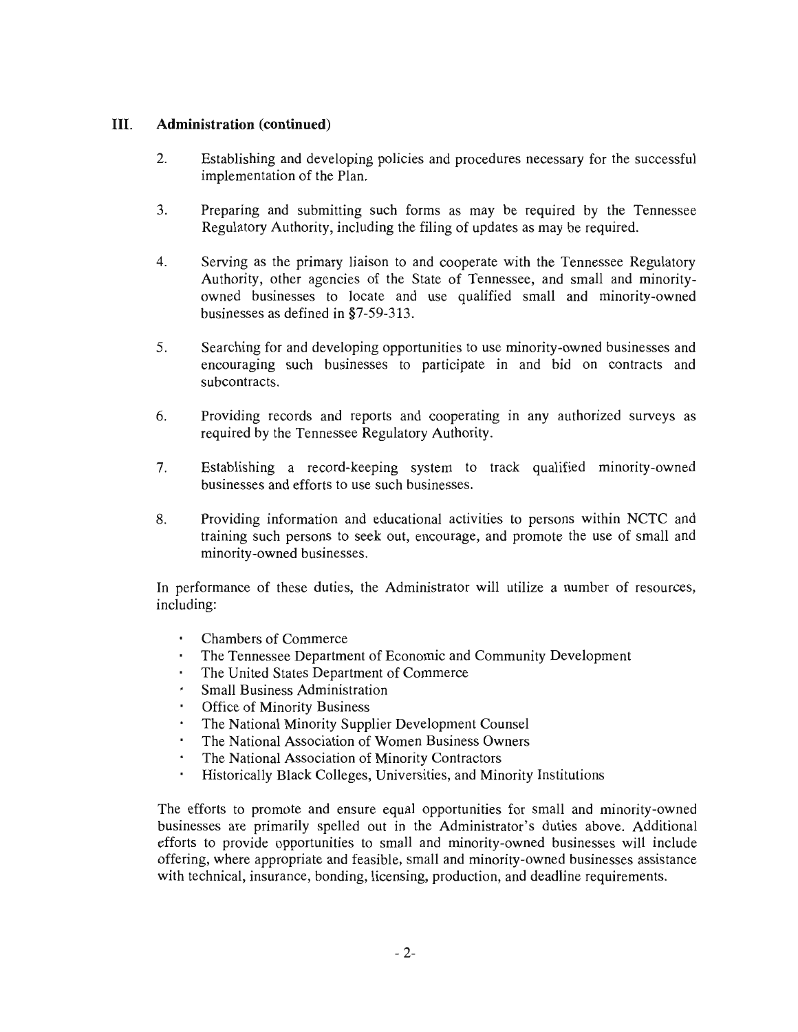## III. Administration (continued)

2. Establishing and developing policies and procedures necessary for the successful implementation of the Plan.

3. Preparing and submitting such forms as may be required by the Tennessee Regulatory Authority, including the filing of updates as may be required.

4. Serving as the primary liaison to and cooperate with the Tennessee Regulatory Authority, other agencies of the State of Tennessee, and small and minority-owned businesses to locate and use qualified small and minority-owned businesses as defined in §7-59-313.

5. Searching for and developing opportunities to use minority-owned businesses and encouraging such businesses to participate in and bid on contracts and subcontracts.

6. Providing records and reports and cooperating in any authorized surveys as required by the Tennessee Regulatory Authority.

7. Establishing a record-keeping system to track qualified minority-owned businesses and efforts to use such businesses.

8. Providing information and educational activities to persons within NCTC and training such persons to seek out, encourage, and promote the use of small and minority-owned businesses.

In performance of these duties, the Administrator will utilize a number of resources, including:

- Chambers of Commerce
- The Tennessee Department of Economic and Community Development
- The United States Department of Commerce
- Small Business Administration
- Office of Minority Business
- The National Minority Supplier Development Counsel
- The National Association of Women Business Owners
- The National Association of Minority Contractors
- Historically Black Colleges, Universities, and Minority Institutions

The efforts to promote and ensure equal opportunities for small and minority-owned businesses are primarily spelled out in the Administrator's duties above. Additional efforts to provide opportunities to small and minority-owned businesses will include offering, where appropriate and feasible, small and minority-owned businesses assistance with technical, insurance, bonding, licensing, production, and deadline requirements.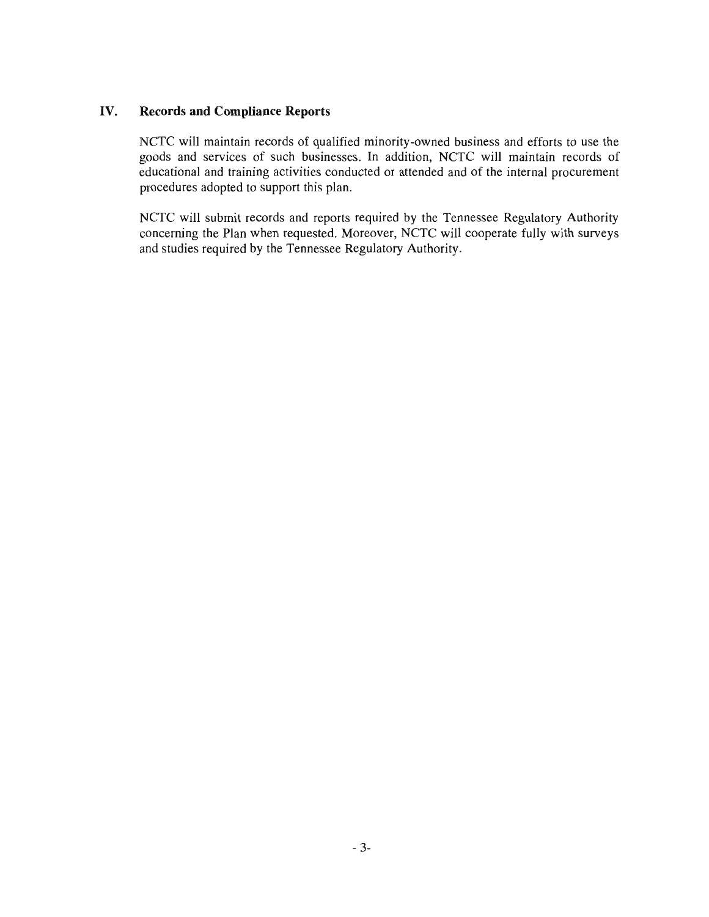## IV. Records and Compliance Reports

NCTC will maintain records of qualified minority-owned business and efforts to use the goods and services of such businesses. In addition, NCTC will maintain records of educational and training activities conducted or attended and of the internal procurement procedures adopted to support this plan.

NCTC will submit records and reports required by the Tennessee Regulatory Authority concerning the Plan when requested. Moreover, NCTC will cooperate fully with surveys and studies required by the Tennessee Regulatory Authority.